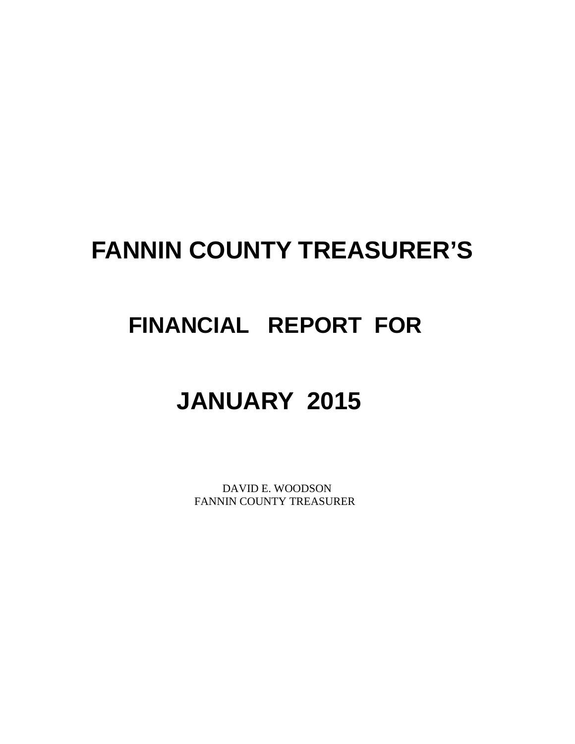# FANNIN COUNTY TREASURER'S

## FINANCIAL REPORT FOR

## JANUARY 2015

DAVID E. WOODSON
FANNIN COUNTY TREASURER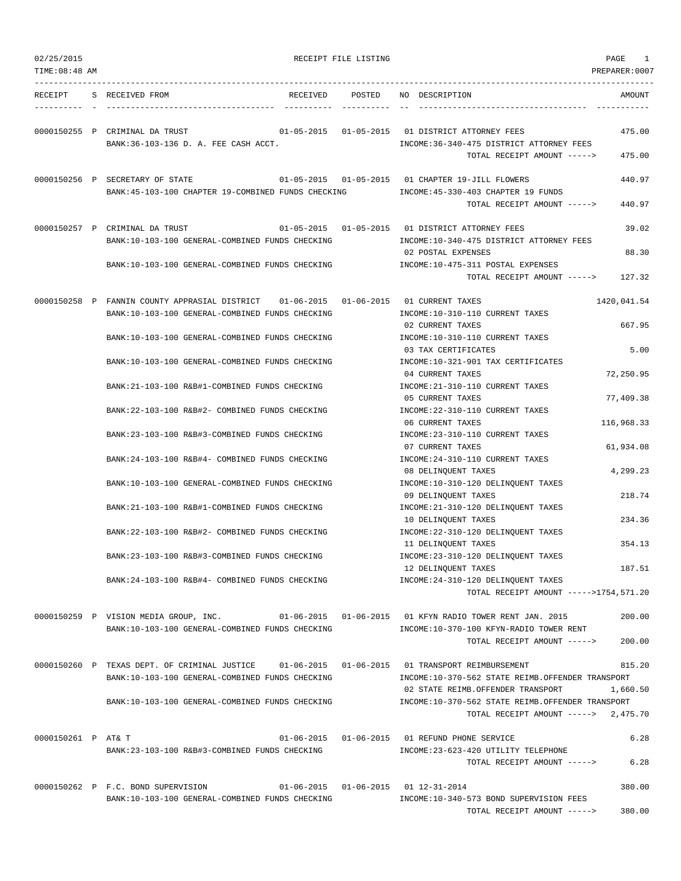RECEIPT FILE LISTING

PREPARER:0007

| RECEIPT | S | RECEIVED FROM | RECEIVED | POSTED | NO | DESCRIPTION | AMOUNT |
|---|---|---|---|---|---|---|---|
| 0000150255 | P | CRIMINAL DA TRUST | 01-05-2015 | 01-05-2015 | 01 | DISTRICT ATTORNEY FEES | 475.00 |
| | | BANK:36-103-136 D. A. FEE CASH ACCT. | | | | INCOME:36-340-475 DISTRICT ATTORNEY FEES | |
| | | | | | | TOTAL RECEIPT AMOUNT -----> | 475.00 |
| 0000150256 | P | SECRETARY OF STATE | 01-05-2015 | 01-05-2015 | 01 | CHAPTER 19-JILL FLOWERS | 440.97 |
| | | BANK:45-103-100 CHAPTER 19-COMBINED FUNDS CHECKING | | | | INCOME:45-330-403 CHAPTER 19 FUNDS | |
| | | | | | | TOTAL RECEIPT AMOUNT -----> | 440.97 |
| 0000150257 | P | CRIMINAL DA TRUST | 01-05-2015 | 01-05-2015 | 01 | DISTRICT ATTORNEY FEES | 39.02 |
| | | BANK:10-103-100 GENERAL-COMBINED FUNDS CHECKING | | | | INCOME:10-340-475 DISTRICT ATTORNEY FEES | |
| | | | | | 02 | POSTAL EXPENSES | 88.30 |
| | | BANK:10-103-100 GENERAL-COMBINED FUNDS CHECKING | | | | INCOME:10-475-311 POSTAL EXPENSES | |
| | | | | | | TOTAL RECEIPT AMOUNT -----> | 127.32 |
| 0000150258 | P | FANNIN COUNTY APPRASIAL DISTRICT | 01-06-2015 | 01-06-2015 | 01 | CURRENT TAXES | 1420,041.54 |
| | | BANK:10-103-100 GENERAL-COMBINED FUNDS CHECKING | | | | INCOME:10-310-110 CURRENT TAXES | |
| | | | | | 02 | CURRENT TAXES | 667.95 |
| | | BANK:10-103-100 GENERAL-COMBINED FUNDS CHECKING | | | | INCOME:10-310-110 CURRENT TAXES | |
| | | | | | 03 | TAX CERTIFICATES | 5.00 |
| | | BANK:10-103-100 GENERAL-COMBINED FUNDS CHECKING | | | | INCOME:10-321-901 TAX CERTIFICATES | |
| | | | | | 04 | CURRENT TAXES | 72,250.95 |
| | | BANK:21-103-100 R&B#1-COMBINED FUNDS CHECKING | | | | INCOME:21-310-110 CURRENT TAXES | |
| | | | | | 05 | CURRENT TAXES | 77,409.38 |
| | | BANK:22-103-100 R&B#2- COMBINED FUNDS CHECKING | | | | INCOME:22-310-110 CURRENT TAXES | |
| | | | | | 06 | CURRENT TAXES | 116,968.33 |
| | | BANK:23-103-100 R&B#3-COMBINED FUNDS CHECKING | | | | INCOME:23-310-110 CURRENT TAXES | |
| | | | | | 07 | CURRENT TAXES | 61,934.08 |
| | | BANK:24-103-100 R&B#4- COMBINED FUNDS CHECKING | | | | INCOME:24-310-110 CURRENT TAXES | |
| | | | | | 08 | DELINQUENT TAXES | 4,299.23 |
| | | BANK:10-103-100 GENERAL-COMBINED FUNDS CHECKING | | | | INCOME:10-310-120 DELINQUENT TAXES | |
| | | | | | 09 | DELINQUENT TAXES | 218.74 |
| | | BANK:21-103-100 R&B#1-COMBINED FUNDS CHECKING | | | | INCOME:21-310-120 DELINQUENT TAXES | |
| | | | | | 10 | DELINQUENT TAXES | 234.36 |
| | | BANK:22-103-100 R&B#2- COMBINED FUNDS CHECKING | | | | INCOME:22-310-120 DELINQUENT TAXES | |
| | | | | | 11 | DELINQUENT TAXES | 354.13 |
| | | BANK:23-103-100 R&B#3-COMBINED FUNDS CHECKING | | | | INCOME:23-310-120 DELINQUENT TAXES | |
| | | | | | 12 | DELINQUENT TAXES | 187.51 |
| | | BANK:24-103-100 R&B#4- COMBINED FUNDS CHECKING | | | | INCOME:24-310-120 DELINQUENT TAXES | |
| | | | | | | TOTAL RECEIPT AMOUNT -----> | 1754,571.20 |
| 0000150259 | P | VISION MEDIA GROUP, INC. | 01-06-2015 | 01-06-2015 | 01 | KFYN RADIO TOWER RENT JAN. 2015 | 200.00 |
| | | BANK:10-103-100 GENERAL-COMBINED FUNDS CHECKING | | | | INCOME:10-370-100 KFYN-RADIO TOWER RENT | |
| | | | | | | TOTAL RECEIPT AMOUNT -----> | 200.00 |
| 0000150260 | P | TEXAS DEPT. OF CRIMINAL JUSTICE | 01-06-2015 | 01-06-2015 | 01 | TRANSPORT REIMBURSEMENT | 815.20 |
| | | BANK:10-103-100 GENERAL-COMBINED FUNDS CHECKING | | | | INCOME:10-370-562 STATE REIMB.OFFENDER TRANSPORT | |
| | | | | | 02 | STATE REIMB.OFFENDER TRANSPORT | 1,660.50 |
| | | BANK:10-103-100 GENERAL-COMBINED FUNDS CHECKING | | | | INCOME:10-370-562 STATE REIMB.OFFENDER TRANSPORT | |
| | | | | | | TOTAL RECEIPT AMOUNT -----> | 2,475.70 |
| 0000150261 | P | AT& T | 01-06-2015 | 01-06-2015 | 01 | REFUND PHONE SERVICE | 6.28 |
| | | BANK:23-103-100 R&B#3-COMBINED FUNDS CHECKING | | | | INCOME:23-623-420 UTILITY TELEPHONE | |
| | | | | | | TOTAL RECEIPT AMOUNT -----> | 6.28 |
| 0000150262 | P | F.C. BOND SUPERVISION | 01-06-2015 | 01-06-2015 | 01 | 12-31-2014 | 380.00 |
| | | BANK:10-103-100 GENERAL-COMBINED FUNDS CHECKING | | | | INCOME:10-340-573 BOND SUPERVISION FEES | |
| | | | | | | TOTAL RECEIPT AMOUNT -----> | 380.00 |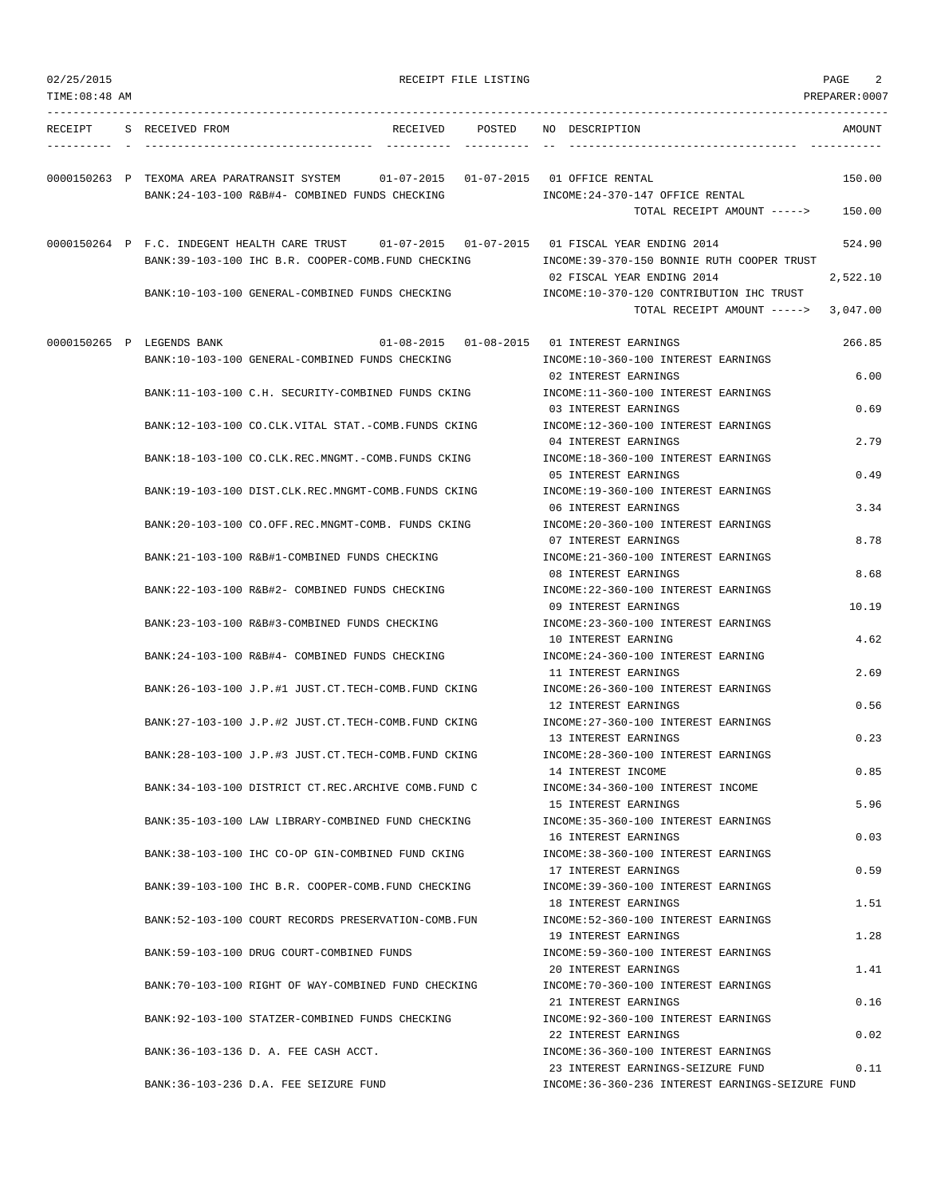RECEIPT FILE LISTING

| RECEIPT | S | RECEIVED FROM | RECEIVED | POSTED | NO | DESCRIPTION | AMOUNT |
|---|---|---|---|---|---|---|---|
| 0000150263 | P | TEXOMA AREA PARATRANSIT SYSTEM | 01-07-2015 | 01-07-2015 | 01 | OFFICE RENTAL | 150.00 |
| | | BANK:24-103-100 R&B#4- COMBINED FUNDS CHECKING | | | | INCOME:24-370-147 OFFICE RENTAL | |
| | | | | | | TOTAL RECEIPT AMOUNT -----> | 150.00 |
| 0000150264 | P | F.C. INDEGENT HEALTH CARE TRUST | 01-07-2015 | 01-07-2015 | 01 | FISCAL YEAR ENDING 2014 | 524.90 |
| | | BANK:39-103-100 IHC B.R. COOPER-COMB.FUND CHECKING | | | | INCOME:39-370-150 BONNIE RUTH COOPER TRUST | |
| | | | | | 02 | FISCAL YEAR ENDING 2014 | 2,522.10 |
| | | BANK:10-103-100 GENERAL-COMBINED FUNDS CHECKING | | | | INCOME:10-370-120 CONTRIBUTION IHC TRUST | |
| | | | | | | TOTAL RECEIPT AMOUNT -----> | 3,047.00 |
| 0000150265 | P | LEGENDS BANK | 01-08-2015 | 01-08-2015 | 01 | INTEREST EARNINGS | 266.85 |
| | | BANK:10-103-100 GENERAL-COMBINED FUNDS CHECKING | | | | INCOME:10-360-100 INTEREST EARNINGS | |
| | | | | | 02 | INTEREST EARNINGS | 6.00 |
| | | BANK:11-103-100 C.H. SECURITY-COMBINED FUNDS CKING | | | | INCOME:11-360-100 INTEREST EARNINGS | |
| | | | | | 03 | INTEREST EARNINGS | 0.69 |
| | | BANK:12-103-100 CO.CLK.VITAL STAT.-COMB.FUNDS CKING | | | | INCOME:12-360-100 INTEREST EARNINGS | |
| | | | | | 04 | INTEREST EARNINGS | 2.79 |
| | | BANK:18-103-100 CO.CLK.REC.MNGMT.-COMB.FUNDS CKING | | | | INCOME:18-360-100 INTEREST EARNINGS | |
| | | | | | 05 | INTEREST EARNINGS | 0.49 |
| | | BANK:19-103-100 DIST.CLK.REC.MNGMT-COMB.FUNDS CKING | | | | INCOME:19-360-100 INTEREST EARNINGS | |
| | | | | | 06 | INTEREST EARNINGS | 3.34 |
| | | BANK:20-103-100 CO.OFF.REC.MNGMT-COMB. FUNDS CKING | | | | INCOME:20-360-100 INTEREST EARNINGS | |
| | | | | | 07 | INTEREST EARNINGS | 8.78 |
| | | BANK:21-103-100 R&B#1-COMBINED FUNDS CHECKING | | | | INCOME:21-360-100 INTEREST EARNINGS | |
| | | | | | 08 | INTEREST EARNINGS | 8.68 |
| | | BANK:22-103-100 R&B#2- COMBINED FUNDS CHECKING | | | | INCOME:22-360-100 INTEREST EARNINGS | |
| | | | | | 09 | INTEREST EARNINGS | 10.19 |
| | | BANK:23-103-100 R&B#3-COMBINED FUNDS CHECKING | | | | INCOME:23-360-100 INTEREST EARNINGS | |
| | | | | | 10 | INTEREST EARNING | 4.62 |
| | | BANK:24-103-100 R&B#4- COMBINED FUNDS CHECKING | | | | INCOME:24-360-100 INTEREST EARNING | |
| | | | | | 11 | INTEREST EARNINGS | 2.69 |
| | | BANK:26-103-100 J.P.#1 JUST.CT.TECH-COMB.FUND CKING | | | | INCOME:26-360-100 INTEREST EARNINGS | |
| | | | | | 12 | INTEREST EARNINGS | 0.56 |
| | | BANK:27-103-100 J.P.#2 JUST.CT.TECH-COMB.FUND CKING | | | | INCOME:27-360-100 INTEREST EARNINGS | |
| | | | | | 13 | INTEREST EARNINGS | 0.23 |
| | | BANK:28-103-100 J.P.#3 JUST.CT.TECH-COMB.FUND CKING | | | | INCOME:28-360-100 INTEREST EARNINGS | |
| | | | | | 14 | INTEREST INCOME | 0.85 |
| | | BANK:34-103-100 DISTRICT CT.REC.ARCHIVE COMB.FUND C | | | | INCOME:34-360-100 INTEREST INCOME | |
| | | | | | 15 | INTEREST EARNINGS | 5.96 |
| | | BANK:35-103-100 LAW LIBRARY-COMBINED FUND CHECKING | | | | INCOME:35-360-100 INTEREST EARNINGS | |
| | | | | | 16 | INTEREST EARNINGS | 0.03 |
| | | BANK:38-103-100 IHC CO-OP GIN-COMBINED FUND CKING | | | | INCOME:38-360-100 INTEREST EARNINGS | |
| | | | | | 17 | INTEREST EARNINGS | 0.59 |
| | | BANK:39-103-100 IHC B.R. COOPER-COMB.FUND CHECKING | | | | INCOME:39-360-100 INTEREST EARNINGS | |
| | | | | | 18 | INTEREST EARNINGS | 1.51 |
| | | BANK:52-103-100 COURT RECORDS PRESERVATION-COMB.FUN | | | | INCOME:52-360-100 INTEREST EARNINGS | |
| | | | | | 19 | INTEREST EARNINGS | 1.28 |
| | | BANK:59-103-100 DRUG COURT-COMBINED FUNDS | | | | INCOME:59-360-100 INTEREST EARNINGS | |
| | | | | | 20 | INTEREST EARNINGS | 1.41 |
| | | BANK:70-103-100 RIGHT OF WAY-COMBINED FUND CHECKING | | | | INCOME:70-360-100 INTEREST EARNINGS | |
| | | | | | 21 | INTEREST EARNINGS | 0.16 |
| | | BANK:92-103-100 STATZER-COMBINED FUNDS CHECKING | | | | INCOME:92-360-100 INTEREST EARNINGS | |
| | | | | | 22 | INTEREST EARNINGS | 0.02 |
| | | BANK:36-103-136 D. A. FEE CASH ACCT. | | | | INCOME:36-360-100 INTEREST EARNINGS | |
| | | | | | 23 | INTEREST EARNINGS-SEIZURE FUND | 0.11 |
| | | BANK:36-103-236 D.A. FEE SEIZURE FUND | | | | INCOME:36-360-236 INTEREST EARNINGS-SEIZURE FUND | |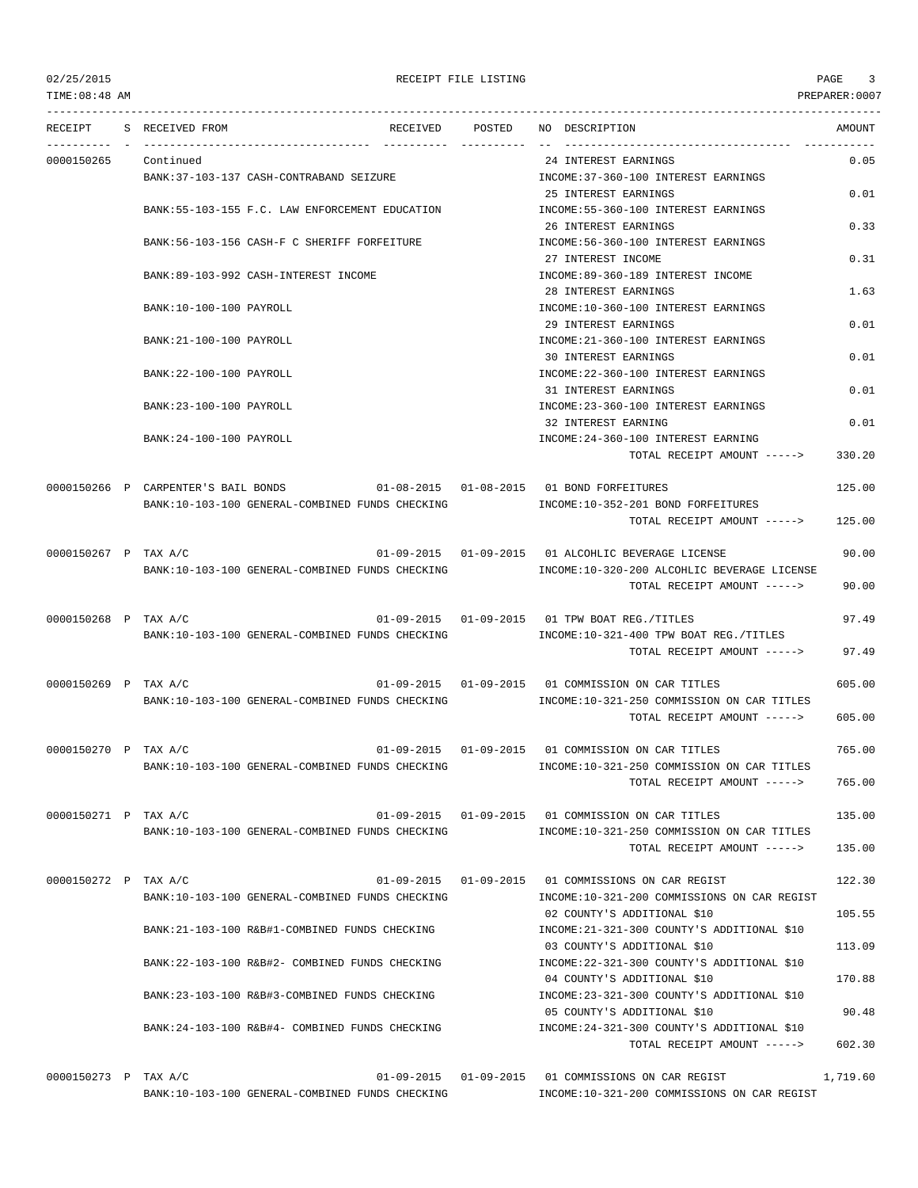| RECEIPT | S | RECEIVED FROM | RECEIVED | POSTED | NO | DESCRIPTION | AMOUNT |
|---|---|---|---|---|---|---|---|
| 0000150265 | | Continued | | | 24 | INTEREST EARNINGS | 0.05 |
| | | BANK:37-103-137 CASH-CONTRABAND SEIZURE | | | | INCOME:37-360-100 INTEREST EARNINGS | |
| | | | | | 25 | INTEREST EARNINGS | 0.01 |
| | | BANK:55-103-155 F.C. LAW ENFORCEMENT EDUCATION | | | | INCOME:55-360-100 INTEREST EARNINGS | |
| | | | | | 26 | INTEREST EARNINGS | 0.33 |
| | | BANK:56-103-156 CASH-F C SHERIFF FORFEITURE | | | | INCOME:56-360-100 INTEREST EARNINGS | |
| | | | | | 27 | INTEREST INCOME | 0.31 |
| | | BANK:89-103-992 CASH-INTEREST INCOME | | | | INCOME:89-360-189 INTEREST INCOME | |
| | | | | | 28 | INTEREST EARNINGS | 1.63 |
| | | BANK:10-100-100 PAYROLL | | | | INCOME:10-360-100 INTEREST EARNINGS | |
| | | | | | 29 | INTEREST EARNINGS | 0.01 |
| | | BANK:21-100-100 PAYROLL | | | | INCOME:21-360-100 INTEREST EARNINGS | |
| | | | | | 30 | INTEREST EARNINGS | 0.01 |
| | | BANK:22-100-100 PAYROLL | | | | INCOME:22-360-100 INTEREST EARNINGS | |
| | | | | | 31 | INTEREST EARNINGS | 0.01 |
| | | BANK:23-100-100 PAYROLL | | | | INCOME:23-360-100 INTEREST EARNINGS | |
| | | | | | 32 | INTEREST EARNING | 0.01 |
| | | BANK:24-100-100 PAYROLL | | | | INCOME:24-360-100 INTEREST EARNING | |
| | | | | | | TOTAL RECEIPT AMOUNT -----> | 330.20 |
| 0000150266 | P | CARPENTER'S BAIL BONDS | 01-08-2015 | 01-08-2015 | 01 | BOND FORFEITURES | 125.00 |
| | | BANK:10-103-100 GENERAL-COMBINED FUNDS CHECKING | | | | INCOME:10-352-201 BOND FORFEITURES | |
| | | | | | | TOTAL RECEIPT AMOUNT -----> | 125.00 |
| 0000150267 | P | TAX A/C | 01-09-2015 | 01-09-2015 | 01 | ALCOHLIC BEVERAGE LICENSE | 90.00 |
| | | BANK:10-103-100 GENERAL-COMBINED FUNDS CHECKING | | | | INCOME:10-320-200 ALCOHLIC BEVERAGE LICENSE | |
| | | | | | | TOTAL RECEIPT AMOUNT -----> | 90.00 |
| 0000150268 | P | TAX A/C | 01-09-2015 | 01-09-2015 | 01 | TPW BOAT REG./TITLES | 97.49 |
| | | BANK:10-103-100 GENERAL-COMBINED FUNDS CHECKING | | | | INCOME:10-321-400 TPW BOAT REG./TITLES | |
| | | | | | | TOTAL RECEIPT AMOUNT -----> | 97.49 |
| 0000150269 | P | TAX A/C | 01-09-2015 | 01-09-2015 | 01 | COMMISSION ON CAR TITLES | 605.00 |
| | | BANK:10-103-100 GENERAL-COMBINED FUNDS CHECKING | | | | INCOME:10-321-250 COMMISSION ON CAR TITLES | |
| | | | | | | TOTAL RECEIPT AMOUNT -----> | 605.00 |
| 0000150270 | P | TAX A/C | 01-09-2015 | 01-09-2015 | 01 | COMMISSION ON CAR TITLES | 765.00 |
| | | BANK:10-103-100 GENERAL-COMBINED FUNDS CHECKING | | | | INCOME:10-321-250 COMMISSION ON CAR TITLES | |
| | | | | | | TOTAL RECEIPT AMOUNT -----> | 765.00 |
| 0000150271 | P | TAX A/C | 01-09-2015 | 01-09-2015 | 01 | COMMISSION ON CAR TITLES | 135.00 |
| | | BANK:10-103-100 GENERAL-COMBINED FUNDS CHECKING | | | | INCOME:10-321-250 COMMISSION ON CAR TITLES | |
| | | | | | | TOTAL RECEIPT AMOUNT -----> | 135.00 |
| 0000150272 | P | TAX A/C | 01-09-2015 | 01-09-2015 | 01 | COMMISSIONS ON CAR REGIST | 122.30 |
| | | BANK:10-103-100 GENERAL-COMBINED FUNDS CHECKING | | | | INCOME:10-321-200 COMMISSIONS ON CAR REGIST | |
| | | | | | 02 | COUNTY'S ADDITIONAL $10 | 105.55 |
| | | BANK:21-103-100 R&B#1-COMBINED FUNDS CHECKING | | | | INCOME:21-321-300 COUNTY'S ADDITIONAL $10 | |
| | | | | | 03 | COUNTY'S ADDITIONAL $10 | 113.09 |
| | | BANK:22-103-100 R&B#2- COMBINED FUNDS CHECKING | | | | INCOME:22-321-300 COUNTY'S ADDITIONAL $10 | |
| | | | | | 04 | COUNTY'S ADDITIONAL $10 | 170.88 |
| | | BANK:23-103-100 R&B#3-COMBINED FUNDS CHECKING | | | | INCOME:23-321-300 COUNTY'S ADDITIONAL $10 | |
| | | | | | 05 | COUNTY'S ADDITIONAL $10 | 90.48 |
| | | BANK:24-103-100 R&B#4- COMBINED FUNDS CHECKING | | | | INCOME:24-321-300 COUNTY'S ADDITIONAL $10 | |
| | | | | | | TOTAL RECEIPT AMOUNT -----> | 602.30 |
| 0000150273 | P | TAX A/C | 01-09-2015 | 01-09-2015 | 01 | COMMISSIONS ON CAR REGIST | 1,719.60 |
| | | BANK:10-103-100 GENERAL-COMBINED FUNDS CHECKING | | | | INCOME:10-321-200 COMMISSIONS ON CAR REGIST | |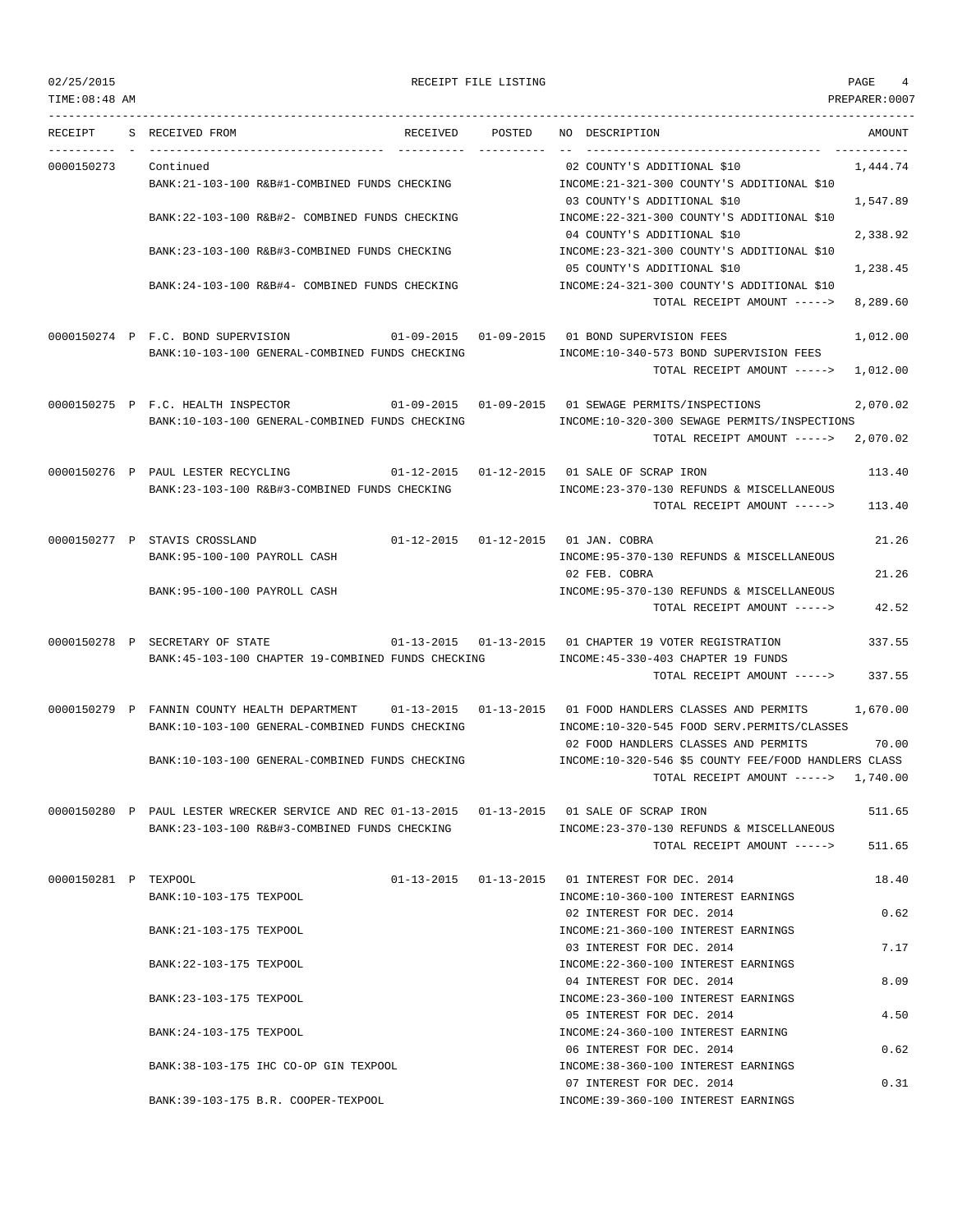| RECEIPT | S | RECEIVED FROM | RECEIVED | POSTED | NO | DESCRIPTION | AMOUNT |
|---|---|---|---|---|---|---|---|
| 0000150273 | | Continued | | | 02 | COUNTY'S ADDITIONAL $10 | 1,444.74 |
| | | BANK:21-103-100 R&B#1-COMBINED FUNDS CHECKING | | | | INCOME:21-321-300 COUNTY'S ADDITIONAL $10 | |
| | | | | | 03 | COUNTY'S ADDITIONAL $10 | 1,547.89 |
| | | BANK:22-103-100 R&B#2- COMBINED FUNDS CHECKING | | | | INCOME:22-321-300 COUNTY'S ADDITIONAL $10 | |
| | | | | | 04 | COUNTY'S ADDITIONAL $10 | 2,338.92 |
| | | BANK:23-103-100 R&B#3-COMBINED FUNDS CHECKING | | | | INCOME:23-321-300 COUNTY'S ADDITIONAL $10 | |
| | | | | | 05 | COUNTY'S ADDITIONAL $10 | 1,238.45 |
| | | BANK:24-103-100 R&B#4- COMBINED FUNDS CHECKING | | | | INCOME:24-321-300 COUNTY'S ADDITIONAL $10 | |
| | | | | | | TOTAL RECEIPT AMOUNT -----> | 8,289.60 |
| 0000150274 | P | F.C. BOND SUPERVISION | 01-09-2015 | 01-09-2015 | 01 | BOND SUPERVISION FEES | 1,012.00 |
| | | BANK:10-103-100 GENERAL-COMBINED FUNDS CHECKING | | | | INCOME:10-340-573 BOND SUPERVISION FEES | |
| | | | | | | TOTAL RECEIPT AMOUNT -----> | 1,012.00 |
| 0000150275 | P | F.C. HEALTH INSPECTOR | 01-09-2015 | 01-09-2015 | 01 | SEWAGE PERMITS/INSPECTIONS | 2,070.02 |
| | | BANK:10-103-100 GENERAL-COMBINED FUNDS CHECKING | | | | INCOME:10-320-300 SEWAGE PERMITS/INSPECTIONS | |
| | | | | | | TOTAL RECEIPT AMOUNT -----> | 2,070.02 |
| 0000150276 | P | PAUL LESTER RECYCLING | 01-12-2015 | 01-12-2015 | 01 | SALE OF SCRAP IRON | 113.40 |
| | | BANK:23-103-100 R&B#3-COMBINED FUNDS CHECKING | | | | INCOME:23-370-130 REFUNDS & MISCELLANEOUS | |
| | | | | | | TOTAL RECEIPT AMOUNT -----> | 113.40 |
| 0000150277 | P | STAVIS CROSSLAND | 01-12-2015 | 01-12-2015 | 01 | JAN. COBRA | 21.26 |
| | | BANK:95-100-100 PAYROLL CASH | | | | INCOME:95-370-130 REFUNDS & MISCELLANEOUS | |
| | | | | | 02 | FEB. COBRA | 21.26 |
| | | BANK:95-100-100 PAYROLL CASH | | | | INCOME:95-370-130 REFUNDS & MISCELLANEOUS | |
| | | | | | | TOTAL RECEIPT AMOUNT -----> | 42.52 |
| 0000150278 | P | SECRETARY OF STATE | 01-13-2015 | 01-13-2015 | 01 | CHAPTER 19 VOTER REGISTRATION | 337.55 |
| | | BANK:45-103-100 CHAPTER 19-COMBINED FUNDS CHECKING | | | | INCOME:45-330-403 CHAPTER 19 FUNDS | |
| | | | | | | TOTAL RECEIPT AMOUNT -----> | 337.55 |
| 0000150279 | P | FANNIN COUNTY HEALTH DEPARTMENT | 01-13-2015 | 01-13-2015 | 01 | FOOD HANDLERS CLASSES AND PERMITS | 1,670.00 |
| | | BANK:10-103-100 GENERAL-COMBINED FUNDS CHECKING | | | | INCOME:10-320-545 FOOD SERV.PERMITS/CLASSES | |
| | | | | | 02 | FOOD HANDLERS CLASSES AND PERMITS | 70.00 |
| | | BANK:10-103-100 GENERAL-COMBINED FUNDS CHECKING | | | | INCOME:10-320-546 $5 COUNTY FEE/FOOD HANDLERS CLASS | |
| | | | | | | TOTAL RECEIPT AMOUNT -----> | 1,740.00 |
| 0000150280 | P | PAUL LESTER WRECKER SERVICE AND REC | 01-13-2015 | 01-13-2015 | 01 | SALE OF SCRAP IRON | 511.65 |
| | | BANK:23-103-100 R&B#3-COMBINED FUNDS CHECKING | | | | INCOME:23-370-130 REFUNDS & MISCELLANEOUS | |
| | | | | | | TOTAL RECEIPT AMOUNT -----> | 511.65 |
| 0000150281 | P | TEXPOOL | 01-13-2015 | 01-13-2015 | 01 | INTEREST FOR DEC. 2014 | 18.40 |
| | | BANK:10-103-175 TEXPOOL | | | | INCOME:10-360-100 INTEREST EARNINGS | |
| | | | | | 02 | INTEREST FOR DEC. 2014 | 0.62 |
| | | BANK:21-103-175 TEXPOOL | | | | INCOME:21-360-100 INTEREST EARNINGS | |
| | | | | | 03 | INTEREST FOR DEC. 2014 | 7.17 |
| | | BANK:22-103-175 TEXPOOL | | | | INCOME:22-360-100 INTEREST EARNINGS | |
| | | | | | 04 | INTEREST FOR DEC. 2014 | 8.09 |
| | | BANK:23-103-175 TEXPOOL | | | | INCOME:23-360-100 INTEREST EARNINGS | |
| | | | | | 05 | INTEREST FOR DEC. 2014 | 4.50 |
| | | BANK:24-103-175 TEXPOOL | | | | INCOME:24-360-100 INTEREST EARNING | |
| | | | | | 06 | INTEREST FOR DEC. 2014 | 0.62 |
| | | BANK:38-103-175 IHC CO-OP GIN TEXPOOL | | | | INCOME:38-360-100 INTEREST EARNINGS | |
| | | | | | 07 | INTEREST FOR DEC. 2014 | 0.31 |
| | | BANK:39-103-175 B.R. COOPER-TEXPOOL | | | | INCOME:39-360-100 INTEREST EARNINGS | |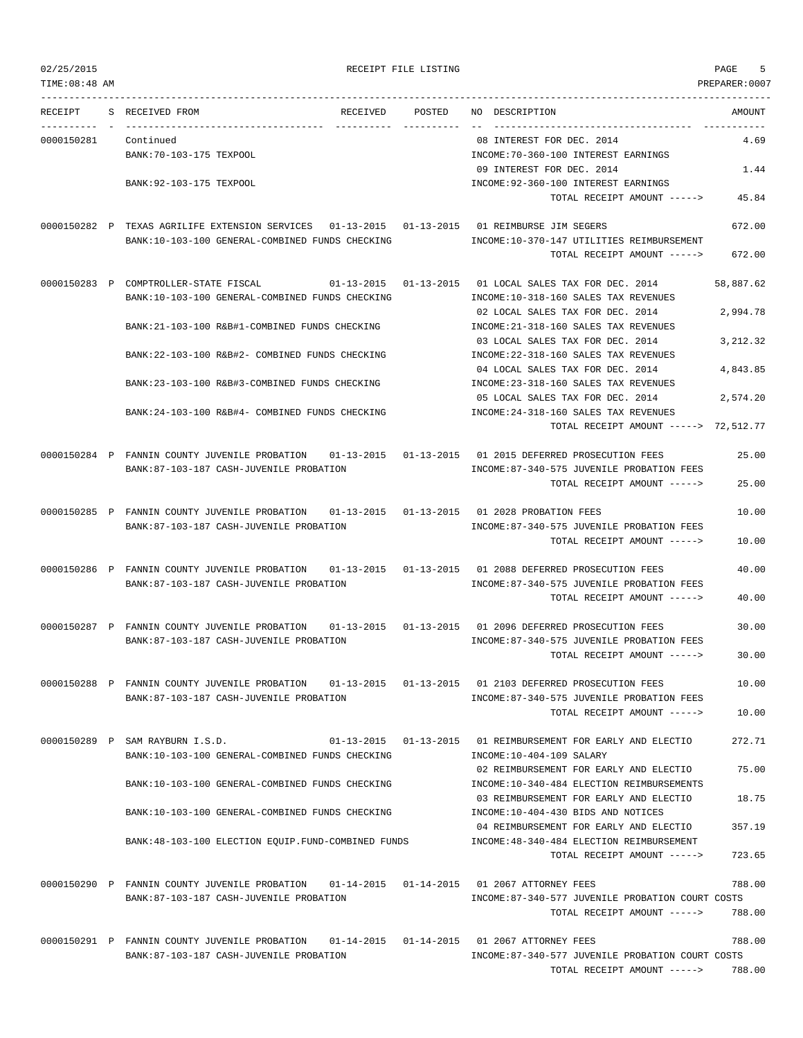RECEIPT FILE LISTING

02/25/2015
TIME:08:48 AM
PREPARER:0007

| RECEIPT | S | RECEIVED FROM | RECEIVED | POSTED | NO DESCRIPTION | AMOUNT |
|---|---|---|---|---|---|---|
| 0000150281 | | Continued | | | 08 INTEREST FOR DEC. 2014 | 4.69 |
| | | BANK:70-103-175 TEXPOOL | | | INCOME:70-360-100 INTEREST EARNINGS | |
| | | | | | 09 INTEREST FOR DEC. 2014 | 1.44 |
| | | BANK:92-103-175 TEXPOOL | | | INCOME:92-360-100 INTEREST EARNINGS | |
| | | | | | TOTAL RECEIPT AMOUNT -----> | 45.84 |
| 0000150282 | P | TEXAS AGRILIFE EXTENSION SERVICES | 01-13-2015 | 01-13-2015 | 01 REIMBURSE JIM SEGERS | 672.00 |
| | | BANK:10-103-100 GENERAL-COMBINED FUNDS CHECKING | | | INCOME:10-370-147 UTILITIES REIMBURSEMENT | |
| | | | | | TOTAL RECEIPT AMOUNT -----> | 672.00 |
| 0000150283 | P | COMPTROLLER-STATE FISCAL | 01-13-2015 | 01-13-2015 | 01 LOCAL SALES TAX FOR DEC. 2014 | 58,887.62 |
| | | BANK:10-103-100 GENERAL-COMBINED FUNDS CHECKING | | | INCOME:10-318-160 SALES TAX REVENUES | |
| | | | | | 02 LOCAL SALES TAX FOR DEC. 2014 | 2,994.78 |
| | | BANK:21-103-100 R&B#1-COMBINED FUNDS CHECKING | | | INCOME:21-318-160 SALES TAX REVENUES | |
| | | | | | 03 LOCAL SALES TAX FOR DEC. 2014 | 3,212.32 |
| | | BANK:22-103-100 R&B#2- COMBINED FUNDS CHECKING | | | INCOME:22-318-160 SALES TAX REVENUES | |
| | | | | | 04 LOCAL SALES TAX FOR DEC. 2014 | 4,843.85 |
| | | BANK:23-103-100 R&B#3-COMBINED FUNDS CHECKING | | | INCOME:23-318-160 SALES TAX REVENUES | |
| | | | | | 05 LOCAL SALES TAX FOR DEC. 2014 | 2,574.20 |
| | | BANK:24-103-100 R&B#4- COMBINED FUNDS CHECKING | | | INCOME:24-318-160 SALES TAX REVENUES | |
| | | | | | TOTAL RECEIPT AMOUNT -----> | 72,512.77 |
| 0000150284 | P | FANNIN COUNTY JUVENILE PROBATION | 01-13-2015 | 01-13-2015 | 01 2015 DEFERRED PROSECUTION FEES | 25.00 |
| | | BANK:87-103-187 CASH-JUVENILE PROBATION | | | INCOME:87-340-575 JUVENILE PROBATION FEES | |
| | | | | | TOTAL RECEIPT AMOUNT -----> | 25.00 |
| 0000150285 | P | FANNIN COUNTY JUVENILE PROBATION | 01-13-2015 | 01-13-2015 | 01 2028 PROBATION FEES | 10.00 |
| | | BANK:87-103-187 CASH-JUVENILE PROBATION | | | INCOME:87-340-575 JUVENILE PROBATION FEES | |
| | | | | | TOTAL RECEIPT AMOUNT -----> | 10.00 |
| 0000150286 | P | FANNIN COUNTY JUVENILE PROBATION | 01-13-2015 | 01-13-2015 | 01 2088 DEFERRED PROSECUTION FEES | 40.00 |
| | | BANK:87-103-187 CASH-JUVENILE PROBATION | | | INCOME:87-340-575 JUVENILE PROBATION FEES | |
| | | | | | TOTAL RECEIPT AMOUNT -----> | 40.00 |
| 0000150287 | P | FANNIN COUNTY JUVENILE PROBATION | 01-13-2015 | 01-13-2015 | 01 2096 DEFERRED PROSECUTION FEES | 30.00 |
| | | BANK:87-103-187 CASH-JUVENILE PROBATION | | | INCOME:87-340-575 JUVENILE PROBATION FEES | |
| | | | | | TOTAL RECEIPT AMOUNT -----> | 30.00 |
| 0000150288 | P | FANNIN COUNTY JUVENILE PROBATION | 01-13-2015 | 01-13-2015 | 01 2103 DEFERRED PROSECUTION FEES | 10.00 |
| | | BANK:87-103-187 CASH-JUVENILE PROBATION | | | INCOME:87-340-575 JUVENILE PROBATION FEES | |
| | | | | | TOTAL RECEIPT AMOUNT -----> | 10.00 |
| 0000150289 | P | SAM RAYBURN I.S.D. | 01-13-2015 | 01-13-2015 | 01 REIMBURSEMENT FOR EARLY AND ELECTIO | 272.71 |
| | | BANK:10-103-100 GENERAL-COMBINED FUNDS CHECKING | | | INCOME:10-404-109 SALARY | |
| | | | | | 02 REIMBURSEMENT FOR EARLY AND ELECTIO | 75.00 |
| | | BANK:10-103-100 GENERAL-COMBINED FUNDS CHECKING | | | INCOME:10-340-484 ELECTION REIMBURSEMENTS | |
| | | | | | 03 REIMBURSEMENT FOR EARLY AND ELECTIO | 18.75 |
| | | BANK:10-103-100 GENERAL-COMBINED FUNDS CHECKING | | | INCOME:10-404-430 BIDS AND NOTICES | |
| | | | | | 04 REIMBURSEMENT FOR EARLY AND ELECTIO | 357.19 |
| | | BANK:48-103-100 ELECTION EQUIP.FUND-COMBINED FUNDS | | | INCOME:48-340-484 ELECTION REIMBURSEMENT | |
| | | | | | TOTAL RECEIPT AMOUNT -----> | 723.65 |
| 0000150290 | P | FANNIN COUNTY JUVENILE PROBATION | 01-14-2015 | 01-14-2015 | 01 2067 ATTORNEY FEES | 788.00 |
| | | BANK:87-103-187 CASH-JUVENILE PROBATION | | | INCOME:87-340-577 JUVENILE PROBATION COURT COSTS | |
| | | | | | TOTAL RECEIPT AMOUNT -----> | 788.00 |
| 0000150291 | P | FANNIN COUNTY JUVENILE PROBATION | 01-14-2015 | 01-14-2015 | 01 2067 ATTORNEY FEES | 788.00 |
| | | BANK:87-103-187 CASH-JUVENILE PROBATION | | | INCOME:87-340-577 JUVENILE PROBATION COURT COSTS | |
| | | | | | TOTAL RECEIPT AMOUNT -----> | 788.00 |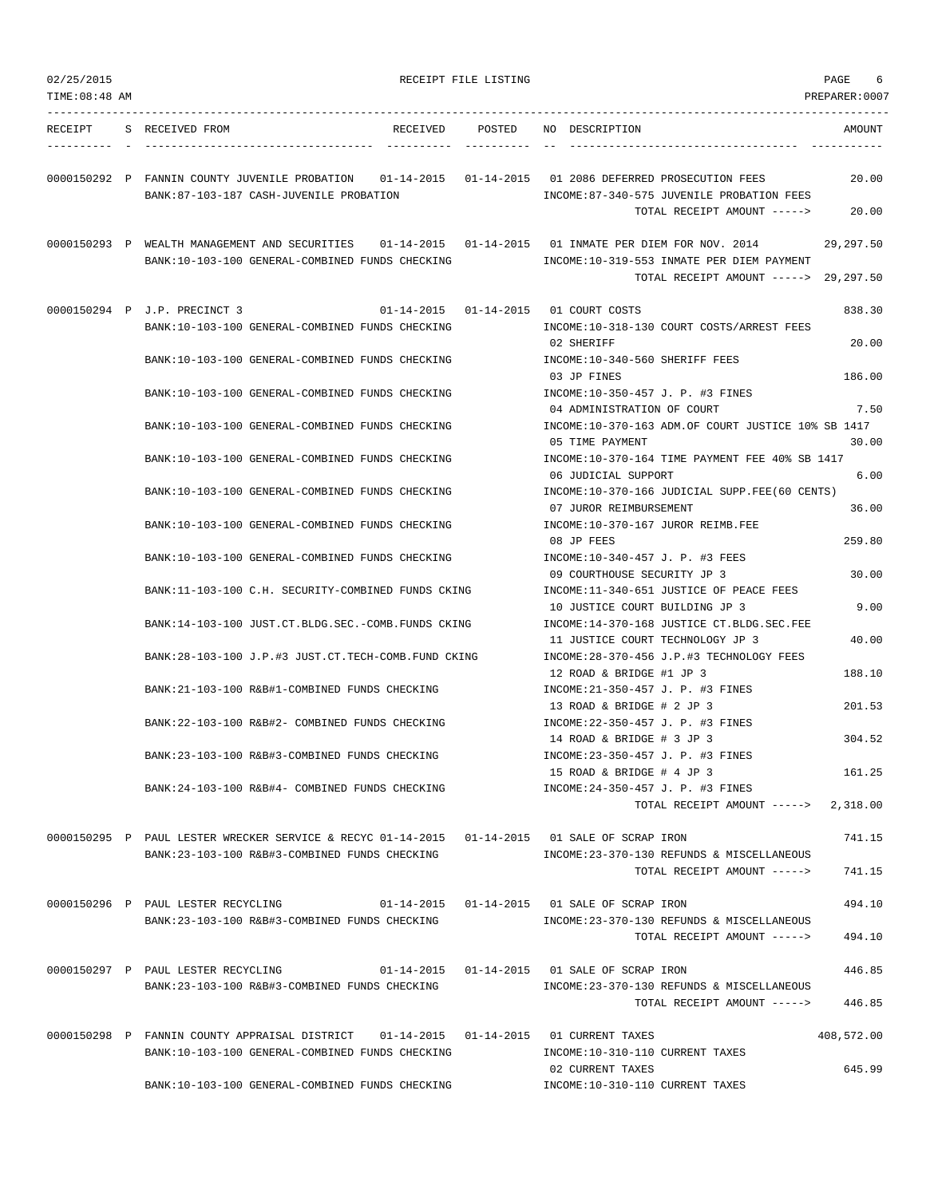RECEIPT FILE LISTING

| RECEIPT | S | RECEIVED FROM | RECEIVED | POSTED | NO | DESCRIPTION | AMOUNT |
|---|---|---|---|---|---|---|---|
| 0000150292 | P | FANNIN COUNTY JUVENILE PROBATION | 01-14-2015 | 01-14-2015 | 01 | 2086 DEFERRED PROSECUTION FEES | 20.00 |
| | | BANK:87-103-187 CASH-JUVENILE PROBATION | | | | INCOME:87-340-575 JUVENILE PROBATION FEES | |
| | | | | | | TOTAL RECEIPT AMOUNT -----> | 20.00 |
| 0000150293 | P | WEALTH MANAGEMENT AND SECURITIES | 01-14-2015 | 01-14-2015 | 01 | INMATE PER DIEM FOR NOV. 2014 | 29,297.50 |
| | | BANK:10-103-100 GENERAL-COMBINED FUNDS CHECKING | | | | INCOME:10-319-553 INMATE PER DIEM PAYMENT | |
| | | | | | | TOTAL RECEIPT AMOUNT -----> | 29,297.50 |
| 0000150294 | P | J.P. PRECINCT 3 | 01-14-2015 | 01-14-2015 | 01 | COURT COSTS | 838.30 |
| | | BANK:10-103-100 GENERAL-COMBINED FUNDS CHECKING | | | | INCOME:10-318-130 COURT COSTS/ARREST FEES | |
| | | | | | 02 | SHERIFF | 20.00 |
| | | BANK:10-103-100 GENERAL-COMBINED FUNDS CHECKING | | | | INCOME:10-340-560 SHERIFF FEES | |
| | | | | | 03 | JP FINES | 186.00 |
| | | BANK:10-103-100 GENERAL-COMBINED FUNDS CHECKING | | | | INCOME:10-350-457 J. P. #3 FINES | |
| | | | | | 04 | ADMINISTRATION OF COURT | 7.50 |
| | | BANK:10-103-100 GENERAL-COMBINED FUNDS CHECKING | | | | INCOME:10-370-163 ADM.OF COURT JUSTICE 10% SB 1417 | |
| | | | | | 05 | TIME PAYMENT | 30.00 |
| | | BANK:10-103-100 GENERAL-COMBINED FUNDS CHECKING | | | | INCOME:10-370-164 TIME PAYMENT FEE 40% SB 1417 | |
| | | | | | 06 | JUDICIAL SUPPORT | 6.00 |
| | | BANK:10-103-100 GENERAL-COMBINED FUNDS CHECKING | | | | INCOME:10-370-166 JUDICIAL SUPP.FEE(60 CENTS) | |
| | | | | | 07 | JUROR REIMBURSEMENT | 36.00 |
| | | BANK:10-103-100 GENERAL-COMBINED FUNDS CHECKING | | | | INCOME:10-370-167 JUROR REIMB.FEE | |
| | | | | | 08 | JP FEES | 259.80 |
| | | BANK:10-103-100 GENERAL-COMBINED FUNDS CHECKING | | | | INCOME:10-340-457 J. P. #3 FEES | |
| | | | | | 09 | COURTHOUSE SECURITY JP 3 | 30.00 |
| | | BANK:11-103-100 C.H. SECURITY-COMBINED FUNDS CKING | | | | INCOME:11-340-651 JUSTICE OF PEACE FEES | |
| | | | | | 10 | JUSTICE COURT BUILDING JP 3 | 9.00 |
| | | BANK:14-103-100 JUST.CT.BLDG.SEC.-COMB.FUNDS CKING | | | | INCOME:14-370-168 JUSTICE CT.BLDG.SEC.FEE | |
| | | | | | 11 | JUSTICE COURT TECHNOLOGY JP 3 | 40.00 |
| | | BANK:28-103-100 J.P.#3 JUST.CT.TECH-COMB.FUND CKING | | | | INCOME:28-370-456 J.P.#3 TECHNOLOGY FEES | |
| | | | | | 12 | ROAD & BRIDGE #1 JP 3 | 188.10 |
| | | BANK:21-103-100 R&B#1-COMBINED FUNDS CHECKING | | | | INCOME:21-350-457 J. P. #3 FINES | |
| | | | | | 13 | ROAD & BRIDGE # 2 JP 3 | 201.53 |
| | | BANK:22-103-100 R&B#2- COMBINED FUNDS CHECKING | | | | INCOME:22-350-457 J. P. #3 FINES | |
| | | | | | 14 | ROAD & BRIDGE # 3 JP 3 | 304.52 |
| | | BANK:23-103-100 R&B#3-COMBINED FUNDS CHECKING | | | | INCOME:23-350-457 J. P. #3 FINES | |
| | | | | | 15 | ROAD & BRIDGE # 4 JP 3 | 161.25 |
| | | BANK:24-103-100 R&B#4- COMBINED FUNDS CHECKING | | | | INCOME:24-350-457 J. P. #3 FINES | |
| | | | | | | TOTAL RECEIPT AMOUNT -----> | 2,318.00 |
| 0000150295 | P | PAUL LESTER WRECKER SERVICE & RECYC | 01-14-2015 | 01-14-2015 | 01 | SALE OF SCRAP IRON | 741.15 |
| | | BANK:23-103-100 R&B#3-COMBINED FUNDS CHECKING | | | | INCOME:23-370-130 REFUNDS & MISCELLANEOUS | |
| | | | | | | TOTAL RECEIPT AMOUNT -----> | 741.15 |
| 0000150296 | P | PAUL LESTER RECYCLING | 01-14-2015 | 01-14-2015 | 01 | SALE OF SCRAP IRON | 494.10 |
| | | BANK:23-103-100 R&B#3-COMBINED FUNDS CHECKING | | | | INCOME:23-370-130 REFUNDS & MISCELLANEOUS | |
| | | | | | | TOTAL RECEIPT AMOUNT -----> | 494.10 |
| 0000150297 | P | PAUL LESTER RECYCLING | 01-14-2015 | 01-14-2015 | 01 | SALE OF SCRAP IRON | 446.85 |
| | | BANK:23-103-100 R&B#3-COMBINED FUNDS CHECKING | | | | INCOME:23-370-130 REFUNDS & MISCELLANEOUS | |
| | | | | | | TOTAL RECEIPT AMOUNT -----> | 446.85 |
| 0000150298 | P | FANNIN COUNTY APPRAISAL DISTRICT | 01-14-2015 | 01-14-2015 | 01 | CURRENT TAXES | 408,572.00 |
| | | BANK:10-103-100 GENERAL-COMBINED FUNDS CHECKING | | | | INCOME:10-310-110 CURRENT TAXES | |
| | | | | | 02 | CURRENT TAXES | 645.99 |
| | | BANK:10-103-100 GENERAL-COMBINED FUNDS CHECKING | | | | INCOME:10-310-110 CURRENT TAXES | |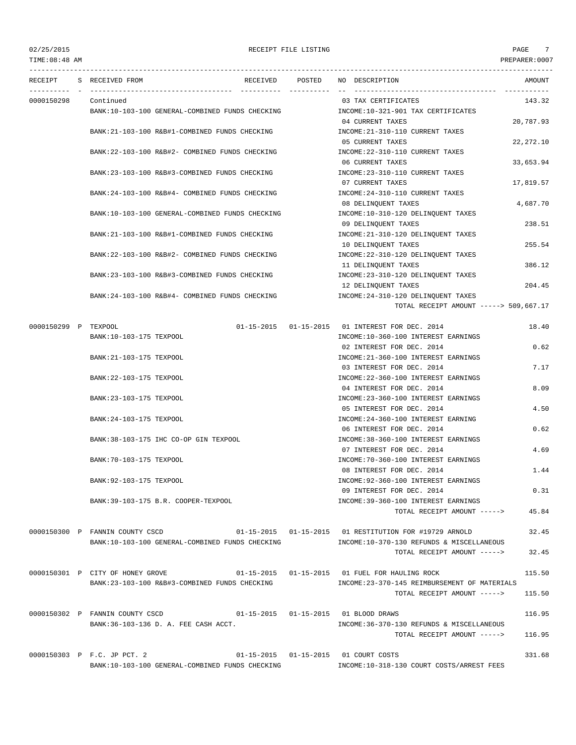| RECEIPT | S | RECEIVED FROM | RECEIVED | POSTED | NO | DESCRIPTION | AMOUNT |
|---|---|---|---|---|---|---|---|
| 0000150298 | | Continued | | | 03 | TAX CERTIFICATES | 143.32 |
| | | BANK:10-103-100 GENERAL-COMBINED FUNDS CHECKING | | | | INCOME:10-321-901 TAX CERTIFICATES | |
| | | | | | 04 | CURRENT TAXES | 20,787.93 |
| | | BANK:21-103-100 R&B#1-COMBINED FUNDS CHECKING | | | | INCOME:21-310-110 CURRENT TAXES | |
| | | | | | 05 | CURRENT TAXES | 22,272.10 |
| | | BANK:22-103-100 R&B#2- COMBINED FUNDS CHECKING | | | | INCOME:22-310-110 CURRENT TAXES | |
| | | | | | 06 | CURRENT TAXES | 33,653.94 |
| | | BANK:23-103-100 R&B#3-COMBINED FUNDS CHECKING | | | | INCOME:23-310-110 CURRENT TAXES | |
| | | | | | 07 | CURRENT TAXES | 17,819.57 |
| | | BANK:24-103-100 R&B#4- COMBINED FUNDS CHECKING | | | | INCOME:24-310-110 CURRENT TAXES | |
| | | | | | 08 | DELINQUENT TAXES | 4,687.70 |
| | | BANK:10-103-100 GENERAL-COMBINED FUNDS CHECKING | | | | INCOME:10-310-120 DELINQUENT TAXES | |
| | | | | | 09 | DELINQUENT TAXES | 238.51 |
| | | BANK:21-103-100 R&B#1-COMBINED FUNDS CHECKING | | | | INCOME:21-310-120 DELINQUENT TAXES | |
| | | | | | 10 | DELINQUENT TAXES | 255.54 |
| | | BANK:22-103-100 R&B#2- COMBINED FUNDS CHECKING | | | | INCOME:22-310-120 DELINQUENT TAXES | |
| | | | | | 11 | DELINQUENT TAXES | 386.12 |
| | | BANK:23-103-100 R&B#3-COMBINED FUNDS CHECKING | | | | INCOME:23-310-120 DELINQUENT TAXES | |
| | | | | | 12 | DELINQUENT TAXES | 204.45 |
| | | BANK:24-103-100 R&B#4- COMBINED FUNDS CHECKING | | | | INCOME:24-310-120 DELINQUENT TAXES | |
| | | | | | | TOTAL RECEIPT AMOUNT -----> | 509,667.17 |
| 0000150299 | P | TEXPOOL | 01-15-2015 | 01-15-2015 | 01 | INTEREST FOR DEC. 2014 | 18.40 |
| | | BANK:10-103-175 TEXPOOL | | | | INCOME:10-360-100 INTEREST EARNINGS | |
| | | | | | 02 | INTEREST FOR DEC. 2014 | 0.62 |
| | | BANK:21-103-175 TEXPOOL | | | | INCOME:21-360-100 INTEREST EARNINGS | |
| | | | | | 03 | INTEREST FOR DEC. 2014 | 7.17 |
| | | BANK:22-103-175 TEXPOOL | | | | INCOME:22-360-100 INTEREST EARNINGS | |
| | | | | | 04 | INTEREST FOR DEC. 2014 | 8.09 |
| | | BANK:23-103-175 TEXPOOL | | | | INCOME:23-360-100 INTEREST EARNINGS | |
| | | | | | 05 | INTEREST FOR DEC. 2014 | 4.50 |
| | | BANK:24-103-175 TEXPOOL | | | | INCOME:24-360-100 INTEREST EARNING | |
| | | | | | 06 | INTEREST FOR DEC. 2014 | 0.62 |
| | | BANK:38-103-175 IHC CO-OP GIN TEXPOOL | | | | INCOME:38-360-100 INTEREST EARNINGS | |
| | | | | | 07 | INTEREST FOR DEC. 2014 | 4.69 |
| | | BANK:70-103-175 TEXPOOL | | | | INCOME:70-360-100 INTEREST EARNINGS | |
| | | | | | 08 | INTEREST FOR DEC. 2014 | 1.44 |
| | | BANK:92-103-175 TEXPOOL | | | | INCOME:92-360-100 INTEREST EARNINGS | |
| | | | | | 09 | INTEREST FOR DEC. 2014 | 0.31 |
| | | BANK:39-103-175 B.R. COOPER-TEXPOOL | | | | INCOME:39-360-100 INTEREST EARNINGS | |
| | | | | | | TOTAL RECEIPT AMOUNT -----> | 45.84 |
| 0000150300 | P | FANNIN COUNTY CSCD | 01-15-2015 | 01-15-2015 | 01 | RESTITUTION FOR #19729 ARNOLD | 32.45 |
| | | BANK:10-103-100 GENERAL-COMBINED FUNDS CHECKING | | | | INCOME:10-370-130 REFUNDS & MISCELLANEOUS | |
| | | | | | | TOTAL RECEIPT AMOUNT -----> | 32.45 |
| 0000150301 | P | CITY OF HONEY GROVE | 01-15-2015 | 01-15-2015 | 01 | FUEL FOR HAULING ROCK | 115.50 |
| | | BANK:23-103-100 R&B#3-COMBINED FUNDS CHECKING | | | | INCOME:23-370-145 REIMBURSEMENT OF MATERIALS | |
| | | | | | | TOTAL RECEIPT AMOUNT -----> | 115.50 |
| 0000150302 | P | FANNIN COUNTY CSCD | 01-15-2015 | 01-15-2015 | 01 | BLOOD DRAWS | 116.95 |
| | | BANK:36-103-136 D. A. FEE CASH ACCT. | | | | INCOME:36-370-130 REFUNDS & MISCELLANEOUS | |
| | | | | | | TOTAL RECEIPT AMOUNT -----> | 116.95 |
| 0000150303 | P | F.C. JP PCT. 2 | 01-15-2015 | 01-15-2015 | 01 | COURT COSTS | 331.68 |
| | | BANK:10-103-100 GENERAL-COMBINED FUNDS CHECKING | | | | INCOME:10-318-130 COURT COSTS/ARREST FEES | |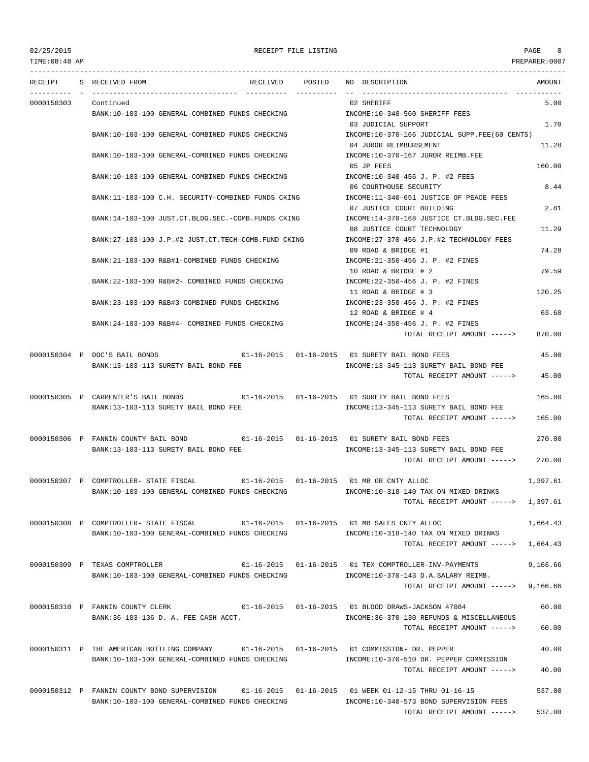RECEIPT FILE LISTING

TIME:08:48 AM — PREPARER:0007 — 02/25/2015

| RECEIPT | S | RECEIVED FROM | RECEIVED | POSTED | NO DESCRIPTION | AMOUNT |
|---|---|---|---|---|---|---|
| 0000150303 | | Continued | | | 02 SHERIFF | 5.00 |
| | | BANK:10-103-100 GENERAL-COMBINED FUNDS CHECKING | | | INCOME:10-340-560 SHERIFF FEES | |
| | | | | | 03 JUDICIAL SUPPORT | 1.70 |
| | | BANK:10-103-100 GENERAL-COMBINED FUNDS CHECKING | | | INCOME:10-370-166 JUDICIAL SUPP.FEE(60 CENTS) | |
| | | | | | 04 JUROR REIMBURSEMENT | 11.28 |
| | | BANK:10-103-100 GENERAL-COMBINED FUNDS CHECKING | | | INCOME:10-370-167 JUROR REIMB.FEE | |
| | | | | | 05 JP FEES | 160.00 |
| | | BANK:10-103-100 GENERAL-COMBINED FUNDS CHECKING | | | INCOME:10-340-456 J. P. #2 FEES | |
| | | | | | 06 COURTHOUSE SECURITY | 8.44 |
| | | BANK:11-103-100 C.H. SECURITY-COMBINED FUNDS CKING | | | INCOME:11-340-651 JUSTICE OF PEACE FEES | |
| | | | | | 07 JUSTICE COURT BUILDING | 2.81 |
| | | BANK:14-103-100 JUST.CT.BLDG.SEC.-COMB.FUNDS CKING | | | INCOME:14-370-168 JUSTICE CT.BLDG.SEC.FEE | |
| | | | | | 08 JUSTICE COURT TECHNOLOGY | 11.29 |
| | | BANK:27-103-100 J.P.#2 JUST.CT.TECH-COMB.FUND CKING | | | INCOME:27-370-456 J.P.#2 TECHNOLOGY FEES | |
| | | | | | 09 ROAD & BRIDGE #1 | 74.28 |
| | | BANK:21-103-100 R&B#1-COMBINED FUNDS CHECKING | | | INCOME:21-350-456 J. P. #2 FINES | |
| | | | | | 10 ROAD & BRIDGE # 2 | 79.59 |
| | | BANK:22-103-100 R&B#2- COMBINED FUNDS CHECKING | | | INCOME:22-350-456 J. P. #2 FINES | |
| | | | | | 11 ROAD & BRIDGE # 3 | 120.25 |
| | | BANK:23-103-100 R&B#3-COMBINED FUNDS CHECKING | | | INCOME:23-350-456 J. P. #2 FINES | |
| | | | | | 12 ROAD & BRIDGE # 4 | 63.68 |
| | | BANK:24-103-100 R&B#4- COMBINED FUNDS CHECKING | | | INCOME:24-350-456 J. P. #2 FINES | |
| | | | | | TOTAL RECEIPT AMOUNT -----> | 870.00 |
| 0000150304 | P | DOC'S BAIL BONDS | 01-16-2015 | 01-16-2015 | 01 SURETY BAIL BOND FEES | 45.00 |
| | | BANK:13-103-113 SURETY BAIL BOND FEE | | | INCOME:13-345-113 SURETY BAIL BOND FEE | |
| | | | | | TOTAL RECEIPT AMOUNT -----> | 45.00 |
| 0000150305 | P | CARPENTER'S BAIL BONDS | 01-16-2015 | 01-16-2015 | 01 SURETY BAIL BOND FEES | 165.00 |
| | | BANK:13-103-113 SURETY BAIL BOND FEE | | | INCOME:13-345-113 SURETY BAIL BOND FEE | |
| | | | | | TOTAL RECEIPT AMOUNT -----> | 165.00 |
| 0000150306 | P | FANNIN COUNTY BAIL BOND | 01-16-2015 | 01-16-2015 | 01 SURETY BAIL BOND FEES | 270.00 |
| | | BANK:13-103-113 SURETY BAIL BOND FEE | | | INCOME:13-345-113 SURETY BAIL BOND FEE | |
| | | | | | TOTAL RECEIPT AMOUNT -----> | 270.00 |
| 0000150307 | P | COMPTROLLER- STATE FISCAL | 01-16-2015 | 01-16-2015 | 01 MB GR CNTY ALLOC | 1,397.61 |
| | | BANK:10-103-100 GENERAL-COMBINED FUNDS CHECKING | | | INCOME:10-318-140 TAX ON MIXED DRINKS | |
| | | | | | TOTAL RECEIPT AMOUNT -----> | 1,397.61 |
| 0000150308 | P | COMPTROLLER- STATE FISCAL | 01-16-2015 | 01-16-2015 | 01 MB SALES CNTY ALLOC | 1,664.43 |
| | | BANK:10-103-100 GENERAL-COMBINED FUNDS CHECKING | | | INCOME:10-318-140 TAX ON MIXED DRINKS | |
| | | | | | TOTAL RECEIPT AMOUNT -----> | 1,664.43 |
| 0000150309 | P | TEXAS COMPTROLLER | 01-16-2015 | 01-16-2015 | 01 TEX COMPTROLLER-INV-PAYMENTS | 9,166.66 |
| | | BANK:10-103-100 GENERAL-COMBINED FUNDS CHECKING | | | INCOME:10-370-143 D.A.SALARY REIMB. | |
| | | | | | TOTAL RECEIPT AMOUNT -----> | 9,166.66 |
| 0000150310 | P | FANNIN COUNTY CLERK | 01-16-2015 | 01-16-2015 | 01 BLOOD DRAWS-JACKSON 47084 | 60.00 |
| | | BANK:36-103-136 D. A. FEE CASH ACCT. | | | INCOME:36-370-130 REFUNDS & MISCELLANEOUS | |
| | | | | | TOTAL RECEIPT AMOUNT -----> | 60.00 |
| 0000150311 | P | THE AMERICAN BOTTLING COMPANY | 01-16-2015 | 01-16-2015 | 01 COMMISSION- DR. PEPPER | 40.00 |
| | | BANK:10-103-100 GENERAL-COMBINED FUNDS CHECKING | | | INCOME:10-370-510 DR. PEPPER COMMISSION | |
| | | | | | TOTAL RECEIPT AMOUNT -----> | 40.00 |
| 0000150312 | P | FANNIN COUNTY BOND SUPERVISION | 01-16-2015 | 01-16-2015 | 01 WEEK 01-12-15 THRU 01-16-15 | 537.00 |
| | | BANK:10-103-100 GENERAL-COMBINED FUNDS CHECKING | | | INCOME:10-340-573 BOND SUPERVISION FEES | |
| | | | | | TOTAL RECEIPT AMOUNT -----> | 537.00 |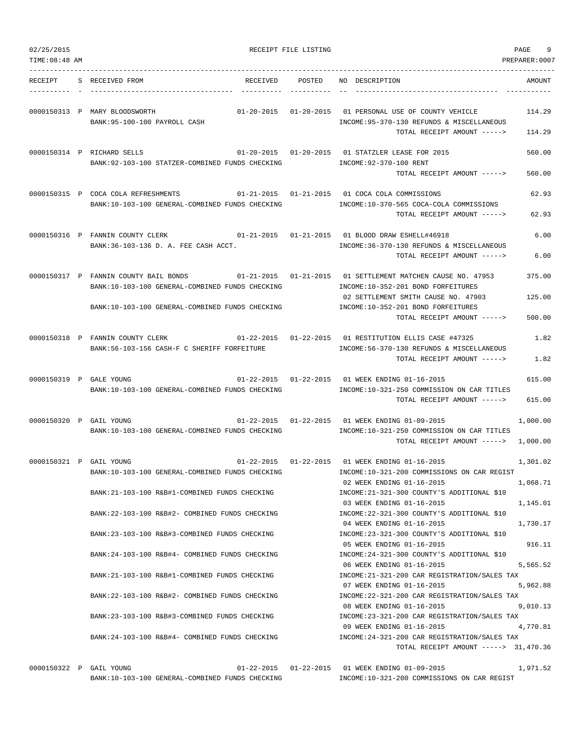RECEIPT FILE LISTING

02/25/2015
TIME:08:48 AM
PREPARER:0007

| RECEIPT | S | RECEIVED FROM | RECEIVED | POSTED | NO | DESCRIPTION | AMOUNT |
|---|---|---|---|---|---|---|---|
| 0000150313 | P | MARY BLOODSWORTH | 01-20-2015 | 01-20-2015 | 01 | PERSONAL USE OF COUNTY VEHICLE | 114.29 |
| | | BANK:95-100-100 PAYROLL CASH | | | | INCOME:95-370-130 REFUNDS & MISCELLANEOUS | |
| | | | | | | TOTAL RECEIPT AMOUNT -----> | 114.29 |
| 0000150314 | P | RICHARD SELLS | 01-20-2015 | 01-20-2015 | 01 | STATZLER LEASE FOR 2015 | 560.00 |
| | | BANK:92-103-100 STATZER-COMBINED FUNDS CHECKING | | | | INCOME:92-370-100 RENT | |
| | | | | | | TOTAL RECEIPT AMOUNT -----> | 560.00 |
| 0000150315 | P | COCA COLA REFRESHMENTS | 01-21-2015 | 01-21-2015 | 01 | COCA COLA COMMISSIONS | 62.93 |
| | | BANK:10-103-100 GENERAL-COMBINED FUNDS CHECKING | | | | INCOME:10-370-565 COCA-COLA COMMISSIONS | |
| | | | | | | TOTAL RECEIPT AMOUNT -----> | 62.93 |
| 0000150316 | P | FANNIN COUNTY CLERK | 01-21-2015 | 01-21-2015 | 01 | BLOOD DRAW ESHELL#46918 | 6.00 |
| | | BANK:36-103-136 D. A. FEE CASH ACCT. | | | | INCOME:36-370-130 REFUNDS & MISCELLANEOUS | |
| | | | | | | TOTAL RECEIPT AMOUNT -----> | 6.00 |
| 0000150317 | P | FANNIN COUNTY BAIL BONDS | 01-21-2015 | 01-21-2015 | 01 | SETTLEMENT MATCHEN CAUSE NO. 47953 | 375.00 |
| | | BANK:10-103-100 GENERAL-COMBINED FUNDS CHECKING | | | | INCOME:10-352-201 BOND FORFEITURES | |
| | | | | | 02 | SETTLEMENT SMITH CAUSE NO. 47903 | 125.00 |
| | | BANK:10-103-100 GENERAL-COMBINED FUNDS CHECKING | | | | INCOME:10-352-201 BOND FORFEITURES | |
| | | | | | | TOTAL RECEIPT AMOUNT -----> | 500.00 |
| 0000150318 | P | FANNIN COUNTY CLERK | 01-22-2015 | 01-22-2015 | 01 | RESTITUTION ELLIS CASE #47325 | 1.82 |
| | | BANK:56-103-156 CASH-F C SHERIFF FORFEITURE | | | | INCOME:56-370-130 REFUNDS & MISCELLANEOUS | |
| | | | | | | TOTAL RECEIPT AMOUNT -----> | 1.82 |
| 0000150319 | P | GALE YOUNG | 01-22-2015 | 01-22-2015 | 01 | WEEK ENDING 01-16-2015 | 615.00 |
| | | BANK:10-103-100 GENERAL-COMBINED FUNDS CHECKING | | | | INCOME:10-321-250 COMMISSION ON CAR TITLES | |
| | | | | | | TOTAL RECEIPT AMOUNT -----> | 615.00 |
| 0000150320 | P | GAIL YOUNG | 01-22-2015 | 01-22-2015 | 01 | WEEK ENDING 01-09-2015 | 1,000.00 |
| | | BANK:10-103-100 GENERAL-COMBINED FUNDS CHECKING | | | | INCOME:10-321-250 COMMISSION ON CAR TITLES | |
| | | | | | | TOTAL RECEIPT AMOUNT -----> | 1,000.00 |
| 0000150321 | P | GAIL YOUNG | 01-22-2015 | 01-22-2015 | 01 | WEEK ENDING 01-16-2015 | 1,301.02 |
| | | BANK:10-103-100 GENERAL-COMBINED FUNDS CHECKING | | | | INCOME:10-321-200 COMMISSIONS ON CAR REGIST | |
| | | | | | 02 | WEEK ENDING 01-16-2015 | 1,068.71 |
| | | BANK:21-103-100 R&B#1-COMBINED FUNDS CHECKING | | | | INCOME:21-321-300 COUNTY'S ADDITIONAL $10 | |
| | | | | | 03 | WEEK ENDING 01-16-2015 | 1,145.01 |
| | | BANK:22-103-100 R&B#2- COMBINED FUNDS CHECKING | | | | INCOME:22-321-300 COUNTY'S ADDITIONAL $10 | |
| | | | | | 04 | WEEK ENDING 01-16-2015 | 1,730.17 |
| | | BANK:23-103-100 R&B#3-COMBINED FUNDS CHECKING | | | | INCOME:23-321-300 COUNTY'S ADDITIONAL $10 | |
| | | | | | 05 | WEEK ENDING 01-16-2015 | 916.11 |
| | | BANK:24-103-100 R&B#4- COMBINED FUNDS CHECKING | | | | INCOME:24-321-300 COUNTY'S ADDITIONAL $10 | |
| | | | | | 06 | WEEK ENDING 01-16-2015 | 5,565.52 |
| | | BANK:21-103-100 R&B#1-COMBINED FUNDS CHECKING | | | | INCOME:21-321-200 CAR REGISTRATION/SALES TAX | |
| | | | | | 07 | WEEK ENDING 01-16-2015 | 5,962.88 |
| | | BANK:22-103-100 R&B#2- COMBINED FUNDS CHECKING | | | | INCOME:22-321-200 CAR REGISTRATION/SALES TAX | |
| | | | | | 08 | WEEK ENDING 01-16-2015 | 9,010.13 |
| | | BANK:23-103-100 R&B#3-COMBINED FUNDS CHECKING | | | | INCOME:23-321-200 CAR REGISTRATION/SALES TAX | |
| | | | | | 09 | WEEK ENDING 01-16-2015 | 4,770.81 |
| | | BANK:24-103-100 R&B#4- COMBINED FUNDS CHECKING | | | | INCOME:24-321-200 CAR REGISTRATION/SALES TAX | |
| | | | | | | TOTAL RECEIPT AMOUNT -----> | 31,470.36 |
| 0000150322 | P | GAIL YOUNG | 01-22-2015 | 01-22-2015 | 01 | WEEK ENDING 01-09-2015 | 1,971.52 |
| | | BANK:10-103-100 GENERAL-COMBINED FUNDS CHECKING | | | | INCOME:10-321-200 COMMISSIONS ON CAR REGIST | |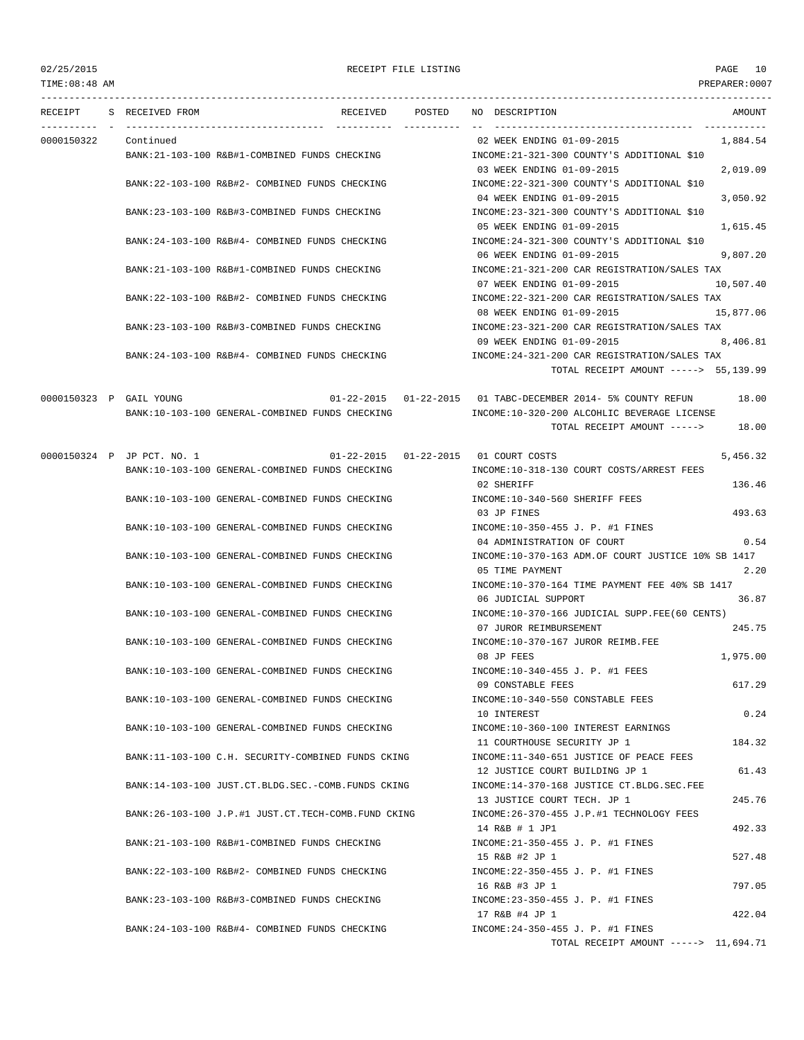RECEIPT FILE LISTING

| RECEIPT | S | RECEIVED FROM | RECEIVED | POSTED | NO | DESCRIPTION | AMOUNT |
|---|---|---|---|---|---|---|---|
| 0000150322 | | Continued | | | 02 | WEEK ENDING 01-09-2015 | 1,884.54 |
| | | BANK:21-103-100 R&B#1-COMBINED FUNDS CHECKING | | | | INCOME:21-321-300 COUNTY'S ADDITIONAL $10 | |
| | | | | | 03 | WEEK ENDING 01-09-2015 | 2,019.09 |
| | | BANK:22-103-100 R&B#2- COMBINED FUNDS CHECKING | | | | INCOME:22-321-300 COUNTY'S ADDITIONAL $10 | |
| | | | | | 04 | WEEK ENDING 01-09-2015 | 3,050.92 |
| | | BANK:23-103-100 R&B#3-COMBINED FUNDS CHECKING | | | | INCOME:23-321-300 COUNTY'S ADDITIONAL $10 | |
| | | | | | 05 | WEEK ENDING 01-09-2015 | 1,615.45 |
| | | BANK:24-103-100 R&B#4- COMBINED FUNDS CHECKING | | | | INCOME:24-321-300 COUNTY'S ADDITIONAL $10 | |
| | | | | | 06 | WEEK ENDING 01-09-2015 | 9,807.20 |
| | | BANK:21-103-100 R&B#1-COMBINED FUNDS CHECKING | | | | INCOME:21-321-200 CAR REGISTRATION/SALES TAX | |
| | | | | | 07 | WEEK ENDING 01-09-2015 | 10,507.40 |
| | | BANK:22-103-100 R&B#2- COMBINED FUNDS CHECKING | | | | INCOME:22-321-200 CAR REGISTRATION/SALES TAX | |
| | | | | | 08 | WEEK ENDING 01-09-2015 | 15,877.06 |
| | | BANK:23-103-100 R&B#3-COMBINED FUNDS CHECKING | | | | INCOME:23-321-200 CAR REGISTRATION/SALES TAX | |
| | | | | | 09 | WEEK ENDING 01-09-2015 | 8,406.81 |
| | | BANK:24-103-100 R&B#4- COMBINED FUNDS CHECKING | | | | INCOME:24-321-200 CAR REGISTRATION/SALES TAX | |
| | | | | | | TOTAL RECEIPT AMOUNT -----> | 55,139.99 |
| 0000150323 | P | GAIL YOUNG | 01-22-2015 | 01-22-2015 | 01 | TABC-DECEMBER 2014- 5% COUNTY REFUN | 18.00 |
| | | BANK:10-103-100 GENERAL-COMBINED FUNDS CHECKING | | | | INCOME:10-320-200 ALCOHLIC BEVERAGE LICENSE | |
| | | | | | | TOTAL RECEIPT AMOUNT -----> | 18.00 |
| 0000150324 | P | JP PCT. NO. 1 | 01-22-2015 | 01-22-2015 | 01 | COURT COSTS | 5,456.32 |
| | | BANK:10-103-100 GENERAL-COMBINED FUNDS CHECKING | | | | INCOME:10-318-130 COURT COSTS/ARREST FEES | |
| | | | | | 02 | SHERIFF | 136.46 |
| | | BANK:10-103-100 GENERAL-COMBINED FUNDS CHECKING | | | | INCOME:10-340-560 SHERIFF FEES | |
| | | | | | 03 | JP FINES | 493.63 |
| | | BANK:10-103-100 GENERAL-COMBINED FUNDS CHECKING | | | | INCOME:10-350-455 J. P. #1 FINES | |
| | | | | | 04 | ADMINISTRATION OF COURT | 0.54 |
| | | BANK:10-103-100 GENERAL-COMBINED FUNDS CHECKING | | | | INCOME:10-370-163 ADM.OF COURT JUSTICE 10% SB 1417 | |
| | | | | | 05 | TIME PAYMENT | 2.20 |
| | | BANK:10-103-100 GENERAL-COMBINED FUNDS CHECKING | | | | INCOME:10-370-164 TIME PAYMENT FEE 40% SB 1417 | |
| | | | | | 06 | JUDICIAL SUPPORT | 36.87 |
| | | BANK:10-103-100 GENERAL-COMBINED FUNDS CHECKING | | | | INCOME:10-370-166 JUDICIAL SUPP.FEE(60 CENTS) | |
| | | | | | 07 | JUROR REIMBURSEMENT | 245.75 |
| | | BANK:10-103-100 GENERAL-COMBINED FUNDS CHECKING | | | | INCOME:10-370-167 JUROR REIMB.FEE | |
| | | | | | 08 | JP FEES | 1,975.00 |
| | | BANK:10-103-100 GENERAL-COMBINED FUNDS CHECKING | | | | INCOME:10-340-455 J. P. #1 FEES | |
| | | | | | 09 | CONSTABLE FEES | 617.29 |
| | | BANK:10-103-100 GENERAL-COMBINED FUNDS CHECKING | | | | INCOME:10-340-550 CONSTABLE FEES | |
| | | | | | 10 | INTEREST | 0.24 |
| | | BANK:10-103-100 GENERAL-COMBINED FUNDS CHECKING | | | | INCOME:10-360-100 INTEREST EARNINGS | |
| | | | | | 11 | COURTHOUSE SECURITY JP 1 | 184.32 |
| | | BANK:11-103-100 C.H. SECURITY-COMBINED FUNDS CKING | | | | INCOME:11-340-651 JUSTICE OF PEACE FEES | |
| | | | | | 12 | JUSTICE COURT BUILDING JP 1 | 61.43 |
| | | BANK:14-103-100 JUST.CT.BLDG.SEC.-COMB.FUNDS CKING | | | | INCOME:14-370-168 JUSTICE CT.BLDG.SEC.FEE | |
| | | | | | 13 | JUSTICE COURT TECH. JP 1 | 245.76 |
| | | BANK:26-103-100 J.P.#1 JUST.CT.TECH-COMB.FUND CKING | | | | INCOME:26-370-455 J.P.#1 TECHNOLOGY FEES | |
| | | | | | 14 | R&B # 1 JP1 | 492.33 |
| | | BANK:21-103-100 R&B#1-COMBINED FUNDS CHECKING | | | | INCOME:21-350-455 J. P. #1 FINES | |
| | | | | | 15 | R&B #2 JP 1 | 527.48 |
| | | BANK:22-103-100 R&B#2- COMBINED FUNDS CHECKING | | | | INCOME:22-350-455 J. P. #1 FINES | |
| | | | | | 16 | R&B #3 JP 1 | 797.05 |
| | | BANK:23-103-100 R&B#3-COMBINED FUNDS CHECKING | | | | INCOME:23-350-455 J. P. #1 FINES | |
| | | | | | 17 | R&B #4 JP 1 | 422.04 |
| | | BANK:24-103-100 R&B#4- COMBINED FUNDS CHECKING | | | | INCOME:24-350-455 J. P. #1 FINES | |
| | | | | | | TOTAL RECEIPT AMOUNT -----> | 11,694.71 |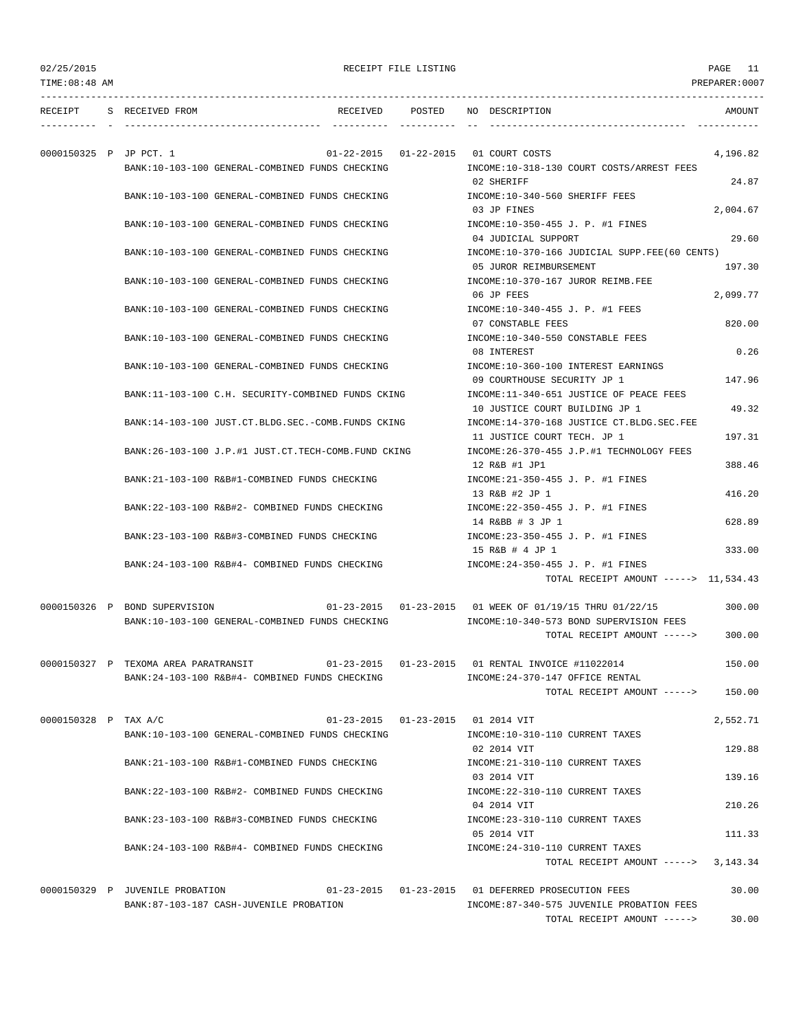RECEIPT FILE LISTING

| RECEIPT | S | RECEIVED FROM | RECEIVED | POSTED | NO | DESCRIPTION | AMOUNT |
|---|---|---|---|---|---|---|---|
| 0000150325 | P | JP PCT. 1 | 01-22-2015 | 01-22-2015 | 01 | COURT COSTS | 4,196.82 |
| | | BANK:10-103-100 GENERAL-COMBINED FUNDS CHECKING | | | | INCOME:10-318-130 COURT COSTS/ARREST FEES | |
| | | | | | 02 | SHERIFF | 24.87 |
| | | BANK:10-103-100 GENERAL-COMBINED FUNDS CHECKING | | | | INCOME:10-340-560 SHERIFF FEES | |
| | | | | | 03 | JP FINES | 2,004.67 |
| | | BANK:10-103-100 GENERAL-COMBINED FUNDS CHECKING | | | | INCOME:10-350-455 J. P. #1 FINES | |
| | | | | | 04 | JUDICIAL SUPPORT | 29.60 |
| | | BANK:10-103-100 GENERAL-COMBINED FUNDS CHECKING | | | | INCOME:10-370-166 JUDICIAL SUPP.FEE(60 CENTS) | |
| | | | | | 05 | JUROR REIMBURSEMENT | 197.30 |
| | | BANK:10-103-100 GENERAL-COMBINED FUNDS CHECKING | | | | INCOME:10-370-167 JUROR REIMB.FEE | |
| | | | | | 06 | JP FEES | 2,099.77 |
| | | BANK:10-103-100 GENERAL-COMBINED FUNDS CHECKING | | | | INCOME:10-340-455 J. P. #1 FEES | |
| | | | | | 07 | CONSTABLE FEES | 820.00 |
| | | BANK:10-103-100 GENERAL-COMBINED FUNDS CHECKING | | | | INCOME:10-340-550 CONSTABLE FEES | |
| | | | | | 08 | INTEREST | 0.26 |
| | | BANK:10-103-100 GENERAL-COMBINED FUNDS CHECKING | | | | INCOME:10-360-100 INTEREST EARNINGS | |
| | | | | | 09 | COURTHOUSE SECURITY JP 1 | 147.96 |
| | | BANK:11-103-100 C.H. SECURITY-COMBINED FUNDS CKING | | | | INCOME:11-340-651 JUSTICE OF PEACE FEES | |
| | | | | | 10 | JUSTICE COURT BUILDING JP 1 | 49.32 |
| | | BANK:14-103-100 JUST.CT.BLDG.SEC.-COMB.FUNDS CKING | | | | INCOME:14-370-168 JUSTICE CT.BLDG.SEC.FEE | |
| | | | | | 11 | JUSTICE COURT TECH. JP 1 | 197.31 |
| | | BANK:26-103-100 J.P.#1 JUST.CT.TECH-COMB.FUND CKING | | | | INCOME:26-370-455 J.P.#1 TECHNOLOGY FEES | |
| | | | | | 12 | R&B #1 JP1 | 388.46 |
| | | BANK:21-103-100 R&B#1-COMBINED FUNDS CHECKING | | | | INCOME:21-350-455 J. P. #1 FINES | |
| | | | | | 13 | R&B #2 JP 1 | 416.20 |
| | | BANK:22-103-100 R&B#2- COMBINED FUNDS CHECKING | | | | INCOME:22-350-455 J. P. #1 FINES | |
| | | | | | 14 | R&BB # 3 JP 1 | 628.89 |
| | | BANK:23-103-100 R&B#3-COMBINED FUNDS CHECKING | | | | INCOME:23-350-455 J. P. #1 FINES | |
| | | | | | 15 | R&B # 4 JP 1 | 333.00 |
| | | BANK:24-103-100 R&B#4- COMBINED FUNDS CHECKING | | | | INCOME:24-350-455 J. P. #1 FINES | |
| | | | | | | TOTAL RECEIPT AMOUNT -----> | 11,534.43 |
| 0000150326 | P | BOND SUPERVISION | 01-23-2015 | 01-23-2015 | 01 | WEEK OF 01/19/15 THRU 01/22/15 | 300.00 |
| | | BANK:10-103-100 GENERAL-COMBINED FUNDS CHECKING | | | | INCOME:10-340-573 BOND SUPERVISION FEES | |
| | | | | | | TOTAL RECEIPT AMOUNT -----> | 300.00 |
| 0000150327 | P | TEXOMA AREA PARATRANSIT | 01-23-2015 | 01-23-2015 | 01 | RENTAL INVOICE #11022014 | 150.00 |
| | | BANK:24-103-100 R&B#4- COMBINED FUNDS CHECKING | | | | INCOME:24-370-147 OFFICE RENTAL | |
| | | | | | | TOTAL RECEIPT AMOUNT -----> | 150.00 |
| 0000150328 | P | TAX A/C | 01-23-2015 | 01-23-2015 | 01 | 2014 VIT | 2,552.71 |
| | | BANK:10-103-100 GENERAL-COMBINED FUNDS CHECKING | | | | INCOME:10-310-110 CURRENT TAXES | |
| | | | | | 02 | 2014 VIT | 129.88 |
| | | BANK:21-103-100 R&B#1-COMBINED FUNDS CHECKING | | | | INCOME:21-310-110 CURRENT TAXES | |
| | | | | | 03 | 2014 VIT | 139.16 |
| | | BANK:22-103-100 R&B#2- COMBINED FUNDS CHECKING | | | | INCOME:22-310-110 CURRENT TAXES | |
| | | | | | 04 | 2014 VIT | 210.26 |
| | | BANK:23-103-100 R&B#3-COMBINED FUNDS CHECKING | | | | INCOME:23-310-110 CURRENT TAXES | |
| | | | | | 05 | 2014 VIT | 111.33 |
| | | BANK:24-103-100 R&B#4- COMBINED FUNDS CHECKING | | | | INCOME:24-310-110 CURRENT TAXES | |
| | | | | | | TOTAL RECEIPT AMOUNT -----> | 3,143.34 |
| 0000150329 | P | JUVENILE PROBATION | 01-23-2015 | 01-23-2015 | 01 | DEFERRED PROSECUTION FEES | 30.00 |
| | | BANK:87-103-187 CASH-JUVENILE PROBATION | | | | INCOME:87-340-575 JUVENILE PROBATION FEES | |
| | | | | | | TOTAL RECEIPT AMOUNT -----> | 30.00 |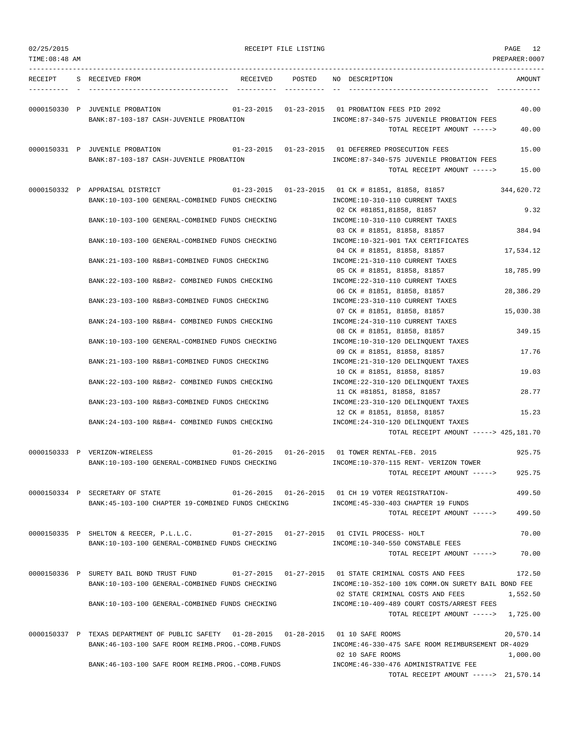RECEIPT FILE LISTING

| RECEIPT | S | RECEIVED FROM | RECEIVED | POSTED | NO | DESCRIPTION | AMOUNT |
|---|---|---|---|---|---|---|---|
| 0000150330 | P | JUVENILE PROBATION | 01-23-2015 | 01-23-2015 | 01 | PROBATION FEES PID 2092 | 40.00 |
| | | BANK:87-103-187 CASH-JUVENILE PROBATION | | | | INCOME:87-340-575 JUVENILE PROBATION FEES | |
| | | | | | | TOTAL RECEIPT AMOUNT -----> | 40.00 |
| 0000150331 | P | JUVENILE PROBATION | 01-23-2015 | 01-23-2015 | 01 | DEFERRED PROSECUTION FEES | 15.00 |
| | | BANK:87-103-187 CASH-JUVENILE PROBATION | | | | INCOME:87-340-575 JUVENILE PROBATION FEES | |
| | | | | | | TOTAL RECEIPT AMOUNT -----> | 15.00 |
| 0000150332 | P | APPRAISAL DISTRICT | 01-23-2015 | 01-23-2015 | 01 | CK # 81851, 81858, 81857 | 344,620.72 |
| | | BANK:10-103-100 GENERAL-COMBINED FUNDS CHECKING | | | | INCOME:10-310-110 CURRENT TAXES | |
| | | | | | 02 | CK #81851,81858, 81857 | 9.32 |
| | | BANK:10-103-100 GENERAL-COMBINED FUNDS CHECKING | | | | INCOME:10-310-110 CURRENT TAXES | |
| | | | | | 03 | CK # 81851, 81858, 81857 | 384.94 |
| | | BANK:10-103-100 GENERAL-COMBINED FUNDS CHECKING | | | | INCOME:10-321-901 TAX CERTIFICATES | |
| | | | | | 04 | CK # 81851, 81858, 81857 | 17,534.12 |
| | | BANK:21-103-100 R&B#1-COMBINED FUNDS CHECKING | | | | INCOME:21-310-110 CURRENT TAXES | |
| | | | | | 05 | CK # 81851, 81858, 81857 | 18,785.99 |
| | | BANK:22-103-100 R&B#2- COMBINED FUNDS CHECKING | | | | INCOME:22-310-110 CURRENT TAXES | |
| | | | | | 06 | CK # 81851, 81858, 81857 | 28,386.29 |
| | | BANK:23-103-100 R&B#3-COMBINED FUNDS CHECKING | | | | INCOME:23-310-110 CURRENT TAXES | |
| | | | | | 07 | CK # 81851, 81858, 81857 | 15,030.38 |
| | | BANK:24-103-100 R&B#4- COMBINED FUNDS CHECKING | | | | INCOME:24-310-110 CURRENT TAXES | |
| | | | | | 08 | CK # 81851, 81858, 81857 | 349.15 |
| | | BANK:10-103-100 GENERAL-COMBINED FUNDS CHECKING | | | | INCOME:10-310-120 DELINQUENT TAXES | |
| | | | | | 09 | CK # 81851, 81858, 81857 | 17.76 |
| | | BANK:21-103-100 R&B#1-COMBINED FUNDS CHECKING | | | | INCOME:21-310-120 DELINQUENT TAXES | |
| | | | | | 10 | CK # 81851, 81858, 81857 | 19.03 |
| | | BANK:22-103-100 R&B#2- COMBINED FUNDS CHECKING | | | | INCOME:22-310-120 DELINQUENT TAXES | |
| | | | | | 11 | CK #81851, 81858, 81857 | 28.77 |
| | | BANK:23-103-100 R&B#3-COMBINED FUNDS CHECKING | | | | INCOME:23-310-120 DELINQUENT TAXES | |
| | | | | | 12 | CK # 81851, 81858, 81857 | 15.23 |
| | | BANK:24-103-100 R&B#4- COMBINED FUNDS CHECKING | | | | INCOME:24-310-120 DELINQUENT TAXES | |
| | | | | | | TOTAL RECEIPT AMOUNT -----> | 425,181.70 |
| 0000150333 | P | VERIZON-WIRELESS | 01-26-2015 | 01-26-2015 | 01 | TOWER RENTAL-FEB. 2015 | 925.75 |
| | | BANK:10-103-100 GENERAL-COMBINED FUNDS CHECKING | | | | INCOME:10-370-115 RENT- VERIZON TOWER | |
| | | | | | | TOTAL RECEIPT AMOUNT -----> | 925.75 |
| 0000150334 | P | SECRETARY OF STATE | 01-26-2015 | 01-26-2015 | 01 | CH 19 VOTER REGISTRATION- | 499.50 |
| | | BANK:45-103-100 CHAPTER 19-COMBINED FUNDS CHECKING | | | | INCOME:45-330-403 CHAPTER 19 FUNDS | |
| | | | | | | TOTAL RECEIPT AMOUNT -----> | 499.50 |
| 0000150335 | P | SHELTON & REECER, P.L.L.C. | 01-27-2015 | 01-27-2015 | 01 | CIVIL PROCESS- HOLT | 70.00 |
| | | BANK:10-103-100 GENERAL-COMBINED FUNDS CHECKING | | | | INCOME:10-340-550 CONSTABLE FEES | |
| | | | | | | TOTAL RECEIPT AMOUNT -----> | 70.00 |
| 0000150336 | P | SURETY BAIL BOND TRUST FUND | 01-27-2015 | 01-27-2015 | 01 | STATE CRIMINAL COSTS AND FEES | 172.50 |
| | | BANK:10-103-100 GENERAL-COMBINED FUNDS CHECKING | | | | INCOME:10-352-100 10% COMM.ON SURETY BAIL BOND FEE | |
| | | | | | 02 | STATE CRIMINAL COSTS AND FEES | 1,552.50 |
| | | BANK:10-103-100 GENERAL-COMBINED FUNDS CHECKING | | | | INCOME:10-409-489 COURT COSTS/ARREST FEES | |
| | | | | | | TOTAL RECEIPT AMOUNT -----> | 1,725.00 |
| 0000150337 | P | TEXAS DEPARTMENT OF PUBLIC SAFETY | 01-28-2015 | 01-28-2015 | 01 | 10 SAFE ROOMS | 20,570.14 |
| | | BANK:46-103-100 SAFE ROOM REIMB.PROG.-COMB.FUNDS | | | | INCOME:46-330-475 SAFE ROOM REIMBURSEMENT DR-4029 | |
| | | | | | 02 | 10 SAFE ROOMS | 1,000.00 |
| | | BANK:46-103-100 SAFE ROOM REIMB.PROG.-COMB.FUNDS | | | | INCOME:46-330-476 ADMINISTRATIVE FEE | |
| | | | | | | TOTAL RECEIPT AMOUNT -----> | 21,570.14 |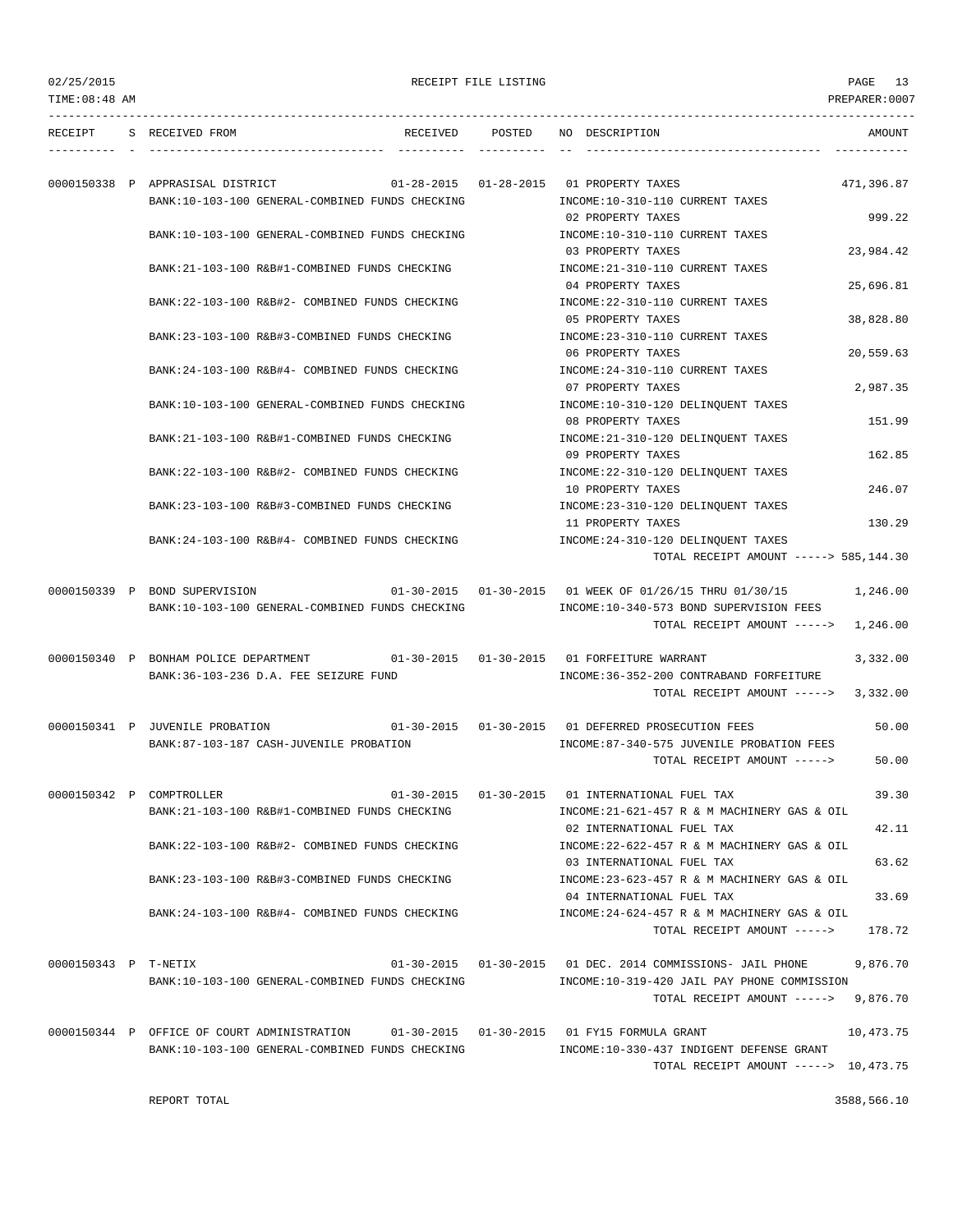02/25/2015 RECEIPT FILE LISTING PAGE 13
TIME:08:48 AM PREPARER:0007

| RECEIPT | S | RECEIVED FROM | RECEIVED | POSTED | NO | DESCRIPTION | AMOUNT |
|---|---|---|---|---|---|---|---|
| 0000150338 | P | APPRASISAL DISTRICT | 01-28-2015 | 01-28-2015 | 01 | PROPERTY TAXES | 471,396.87 |
| | | BANK:10-103-100 GENERAL-COMBINED FUNDS CHECKING | | | | INCOME:10-310-110 CURRENT TAXES | |
| | | | | | 02 | PROPERTY TAXES | 999.22 |
| | | BANK:10-103-100 GENERAL-COMBINED FUNDS CHECKING | | | | INCOME:10-310-110 CURRENT TAXES | |
| | | | | | 03 | PROPERTY TAXES | 23,984.42 |
| | | BANK:21-103-100 R&B#1-COMBINED FUNDS CHECKING | | | | INCOME:21-310-110 CURRENT TAXES | |
| | | | | | 04 | PROPERTY TAXES | 25,696.81 |
| | | BANK:22-103-100 R&B#2- COMBINED FUNDS CHECKING | | | | INCOME:22-310-110 CURRENT TAXES | |
| | | | | | 05 | PROPERTY TAXES | 38,828.80 |
| | | BANK:23-103-100 R&B#3-COMBINED FUNDS CHECKING | | | | INCOME:23-310-110 CURRENT TAXES | |
| | | | | | 06 | PROPERTY TAXES | 20,559.63 |
| | | BANK:24-103-100 R&B#4- COMBINED FUNDS CHECKING | | | | INCOME:24-310-110 CURRENT TAXES | |
| | | | | | 07 | PROPERTY TAXES | 2,987.35 |
| | | BANK:10-103-100 GENERAL-COMBINED FUNDS CHECKING | | | | INCOME:10-310-120 DELINQUENT TAXES | |
| | | | | | 08 | PROPERTY TAXES | 151.99 |
| | | BANK:21-103-100 R&B#1-COMBINED FUNDS CHECKING | | | | INCOME:21-310-120 DELINQUENT TAXES | |
| | | | | | 09 | PROPERTY TAXES | 162.85 |
| | | BANK:22-103-100 R&B#2- COMBINED FUNDS CHECKING | | | | INCOME:22-310-120 DELINQUENT TAXES | |
| | | | | | 10 | PROPERTY TAXES | 246.07 |
| | | BANK:23-103-100 R&B#3-COMBINED FUNDS CHECKING | | | | INCOME:23-310-120 DELINQUENT TAXES | |
| | | | | | 11 | PROPERTY TAXES | 130.29 |
| | | BANK:24-103-100 R&B#4- COMBINED FUNDS CHECKING | | | | INCOME:24-310-120 DELINQUENT TAXES | |
| | | | | | | TOTAL RECEIPT AMOUNT -----> | 585,144.30 |
| 0000150339 | P | BOND SUPERVISION | 01-30-2015 | 01-30-2015 | 01 | WEEK OF 01/26/15 THRU 01/30/15 | 1,246.00 |
| | | BANK:10-103-100 GENERAL-COMBINED FUNDS CHECKING | | | | INCOME:10-340-573 BOND SUPERVISION FEES | |
| | | | | | | TOTAL RECEIPT AMOUNT -----> | 1,246.00 |
| 0000150340 | P | BONHAM POLICE DEPARTMENT | 01-30-2015 | 01-30-2015 | 01 | FORFEITURE WARRANT | 3,332.00 |
| | | BANK:36-103-236 D.A. FEE SEIZURE FUND | | | | INCOME:36-352-200 CONTRABAND FORFEITURE | |
| | | | | | | TOTAL RECEIPT AMOUNT -----> | 3,332.00 |
| 0000150341 | P | JUVENILE PROBATION | 01-30-2015 | 01-30-2015 | 01 | DEFERRED PROSECUTION FEES | 50.00 |
| | | BANK:87-103-187 CASH-JUVENILE PROBATION | | | | INCOME:87-340-575 JUVENILE PROBATION FEES | |
| | | | | | | TOTAL RECEIPT AMOUNT -----> | 50.00 |
| 0000150342 | P | COMPTROLLER | 01-30-2015 | 01-30-2015 | 01 | INTERNATIONAL FUEL TAX | 39.30 |
| | | BANK:21-103-100 R&B#1-COMBINED FUNDS CHECKING | | | | INCOME:21-621-457 R & M MACHINERY GAS & OIL | |
| | | | | | 02 | INTERNATIONAL FUEL TAX | 42.11 |
| | | BANK:22-103-100 R&B#2- COMBINED FUNDS CHECKING | | | | INCOME:22-622-457 R & M MACHINERY GAS & OIL | |
| | | | | | 03 | INTERNATIONAL FUEL TAX | 63.62 |
| | | BANK:23-103-100 R&B#3-COMBINED FUNDS CHECKING | | | | INCOME:23-623-457 R & M MACHINERY GAS & OIL | |
| | | | | | 04 | INTERNATIONAL FUEL TAX | 33.69 |
| | | BANK:24-103-100 R&B#4- COMBINED FUNDS CHECKING | | | | INCOME:24-624-457 R & M MACHINERY GAS & OIL | |
| | | | | | | TOTAL RECEIPT AMOUNT -----> | 178.72 |
| 0000150343 | P | T-NETIX | 01-30-2015 | 01-30-2015 | 01 | DEC. 2014 COMMISSIONS- JAIL PHONE | 9,876.70 |
| | | BANK:10-103-100 GENERAL-COMBINED FUNDS CHECKING | | | | INCOME:10-319-420 JAIL PAY PHONE COMMISSION | |
| | | | | | | TOTAL RECEIPT AMOUNT -----> | 9,876.70 |
| 0000150344 | P | OFFICE OF COURT ADMINISTRATION | 01-30-2015 | 01-30-2015 | 01 | FY15 FORMULA GRANT | 10,473.75 |
| | | BANK:10-103-100 GENERAL-COMBINED FUNDS CHECKING | | | | INCOME:10-330-437 INDIGENT DEFENSE GRANT | |
| | | | | | | TOTAL RECEIPT AMOUNT -----> | 10,473.75 |

REPORT TOTAL 3588,566.10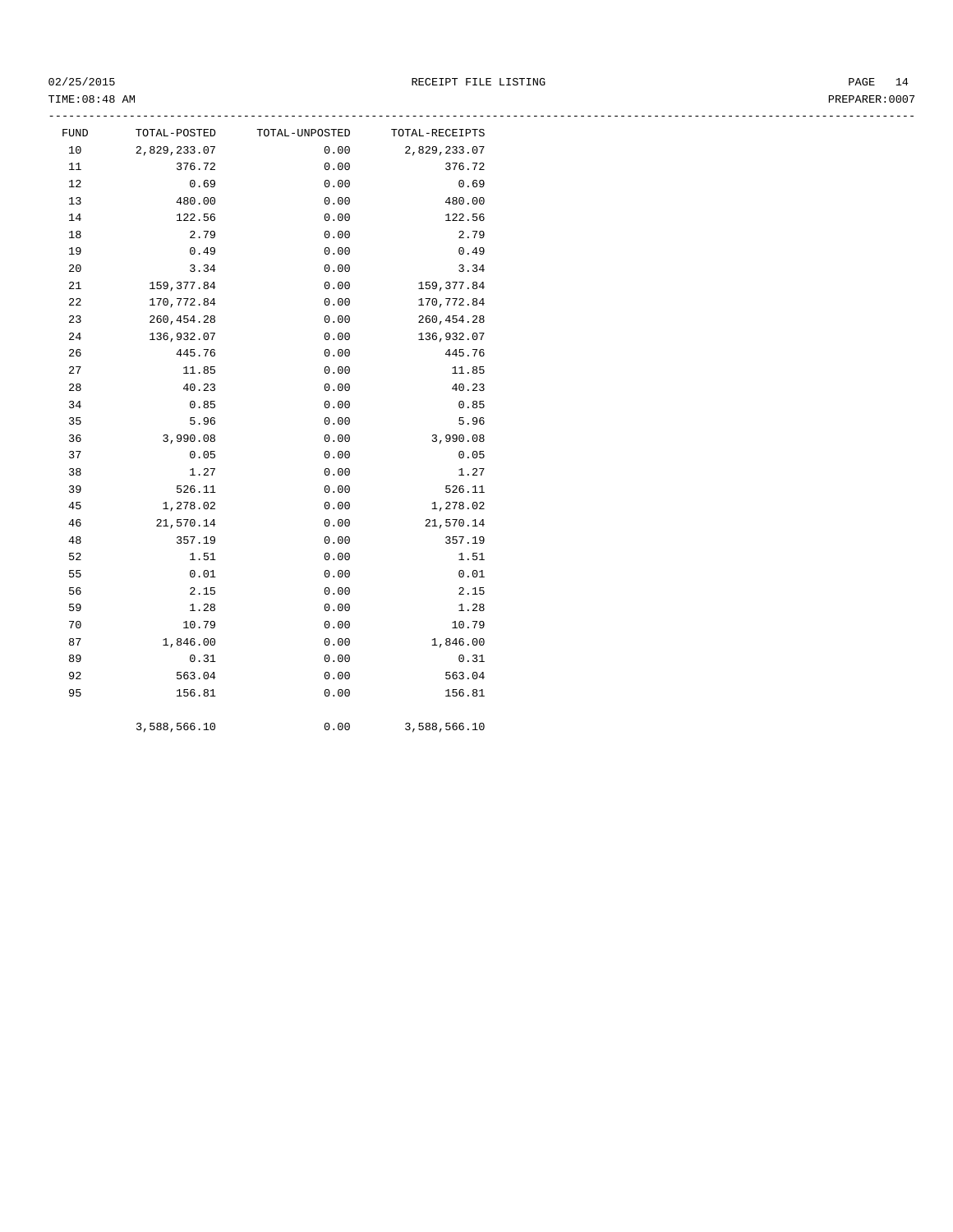| FUND | TOTAL-POSTED | TOTAL-UNPOSTED | TOTAL-RECEIPTS |
|---|---|---|---|
| 10 | 2,829,233.07 | 0.00 | 2,829,233.07 |
| 11 | 376.72 | 0.00 | 376.72 |
| 12 | 0.69 | 0.00 | 0.69 |
| 13 | 480.00 | 0.00 | 480.00 |
| 14 | 122.56 | 0.00 | 122.56 |
| 18 | 2.79 | 0.00 | 2.79 |
| 19 | 0.49 | 0.00 | 0.49 |
| 20 | 3.34 | 0.00 | 3.34 |
| 21 | 159,377.84 | 0.00 | 159,377.84 |
| 22 | 170,772.84 | 0.00 | 170,772.84 |
| 23 | 260,454.28 | 0.00 | 260,454.28 |
| 24 | 136,932.07 | 0.00 | 136,932.07 |
| 26 | 445.76 | 0.00 | 445.76 |
| 27 | 11.85 | 0.00 | 11.85 |
| 28 | 40.23 | 0.00 | 40.23 |
| 34 | 0.85 | 0.00 | 0.85 |
| 35 | 5.96 | 0.00 | 5.96 |
| 36 | 3,990.08 | 0.00 | 3,990.08 |
| 37 | 0.05 | 0.00 | 0.05 |
| 38 | 1.27 | 0.00 | 1.27 |
| 39 | 526.11 | 0.00 | 526.11 |
| 45 | 1,278.02 | 0.00 | 1,278.02 |
| 46 | 21,570.14 | 0.00 | 21,570.14 |
| 48 | 357.19 | 0.00 | 357.19 |
| 52 | 1.51 | 0.00 | 1.51 |
| 55 | 0.01 | 0.00 | 0.01 |
| 56 | 2.15 | 0.00 | 2.15 |
| 59 | 1.28 | 0.00 | 1.28 |
| 70 | 10.79 | 0.00 | 10.79 |
| 87 | 1,846.00 | 0.00 | 1,846.00 |
| 89 | 0.31 | 0.00 | 0.31 |
| 92 | 563.04 | 0.00 | 563.04 |
| 95 | 156.81 | 0.00 | 156.81 |
| | 3,588,566.10 | 0.00 | 3,588,566.10 |